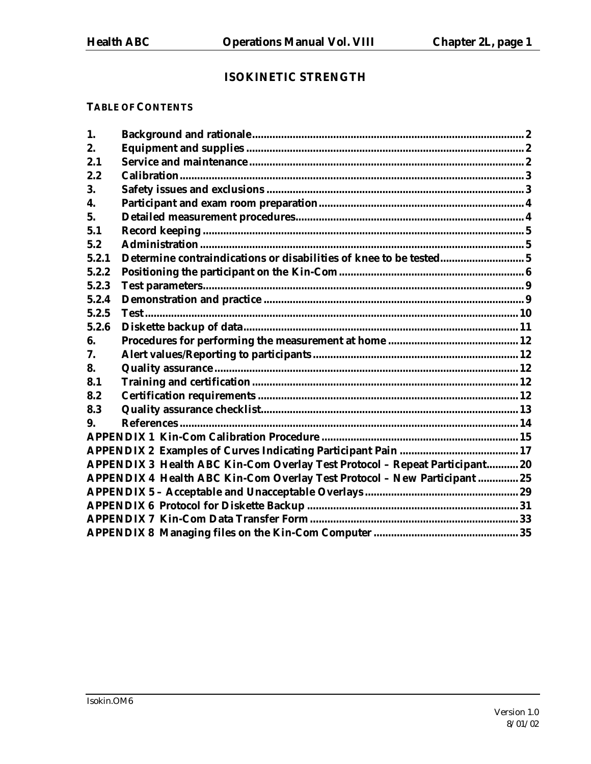# ISOKINETIC STRENGTH

**TABLE OF CONTENTS**

| | | |
|---|---|---|
| **1.** | **Background and rationale** | **2** |
| **2.** | **Equipment and supplies** | **2** |
| **2.1** | **Service and maintenance** | **2** |
| **2.2** | **Calibration** | **3** |
| **3.** | **Safety issues and exclusions** | **3** |
| **4.** | **Participant and exam room preparation** | **4** |
| **5.** | **Detailed measurement procedures** | **4** |
| **5.1** | **Record keeping** | **5** |
| **5.2** | **Administration** | **5** |
| **5.2.1** | **Determine contraindications or disabilities of knee to be tested** | **5** |
| **5.2.2** | **Positioning the participant on the Kin-Com** | **6** |
| **5.2.3** | **Test parameters** | **9** |
| **5.2.4** | **Demonstration and practice** | **9** |
| **5.2.5** | **Test** | **10** |
| **5.2.6** | **Diskette backup of data** | **11** |
| **6.** | **Procedures for performing the measurement at home** | **12** |
| **7.** | **Alert values/Reporting to participants** | **12** |
| **8.** | **Quality assurance** | **12** |
| **8.1** | **Training and certification** | **12** |
| **8.2** | **Certification requirements** | **12** |
| **8.3** | **Quality assurance checklist** | **13** |
| **9.** | **References** | **14** |
| **APPENDIX 1** | **Kin-Com Calibration Procedure** | **15** |
| **APPENDIX 2** | **Examples of Curves Indicating Participant Pain** | **17** |
| **APPENDIX 3** | **Health ABC Kin-Com Overlay Test Protocol – Repeat Participant** | **20** |
| **APPENDIX 4** | **Health ABC Kin-Com Overlay Test Protocol – New Participant** | **25** |
| **APPENDIX 5** | **– Acceptable and Unacceptable Overlays** | **29** |
| **APPENDIX 6** | **Protocol for Diskette Backup** | **31** |
| **APPENDIX 7** | **Kin-Com Data Transfer Form** | **33** |
| **APPENDIX 8** | **Managing files on the Kin-Com Computer** | **35** |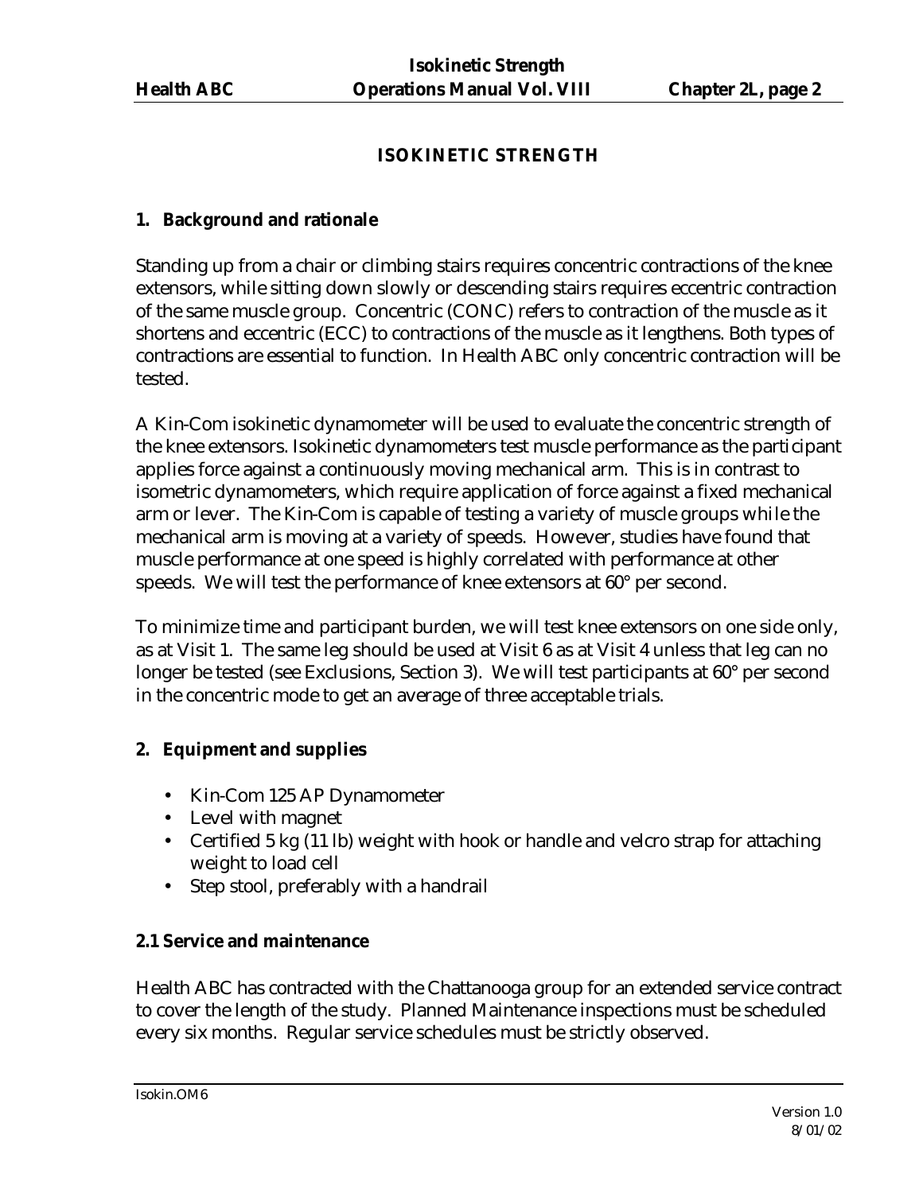# ISOKINETIC STRENGTH

## 1. Background and rationale

Standing up from a chair or climbing stairs requires concentric contractions of the knee extensors, while sitting down slowly or descending stairs requires eccentric contraction of the same muscle group. Concentric (CONC) refers to contraction of the muscle as it shortens and eccentric (ECC) to contractions of the muscle as it lengthens. Both types of contractions are essential to function. In Health ABC only concentric contraction will be tested.

A Kin-Com isokinetic dynamometer will be used to evaluate the concentric strength of the knee extensors. Isokinetic dynamometers test muscle performance as the participant applies force against a continuously moving mechanical arm. This is in contrast to isometric dynamometers, which require application of force against a fixed mechanical arm or lever. The Kin-Com is capable of testing a variety of muscle groups while the mechanical arm is moving at a variety of speeds. However, studies have found that muscle performance at one speed is highly correlated with performance at other speeds. We will test the performance of knee extensors at 60° per second.

To minimize time and participant burden, we will test knee extensors on one side only, as at Visit 1. The same leg should be used at Visit 6 as at Visit 4 unless that leg can no longer be tested (see Exclusions, Section 3). We will test participants at 60° per second in the concentric mode to get an average of three acceptable trials.

## 2. Equipment and supplies

- Kin-Com 125 AP Dynamometer
- Level with magnet
- Certified 5 kg (11 lb) weight with hook or handle and velcro strap for attaching weight to load cell
- Step stool, preferably with a handrail

### 2.1 Service and maintenance

Health ABC has contracted with the Chattanooga group for an extended service contract to cover the length of the study. Planned Maintenance inspections must be scheduled every six months. Regular service schedules must be strictly observed.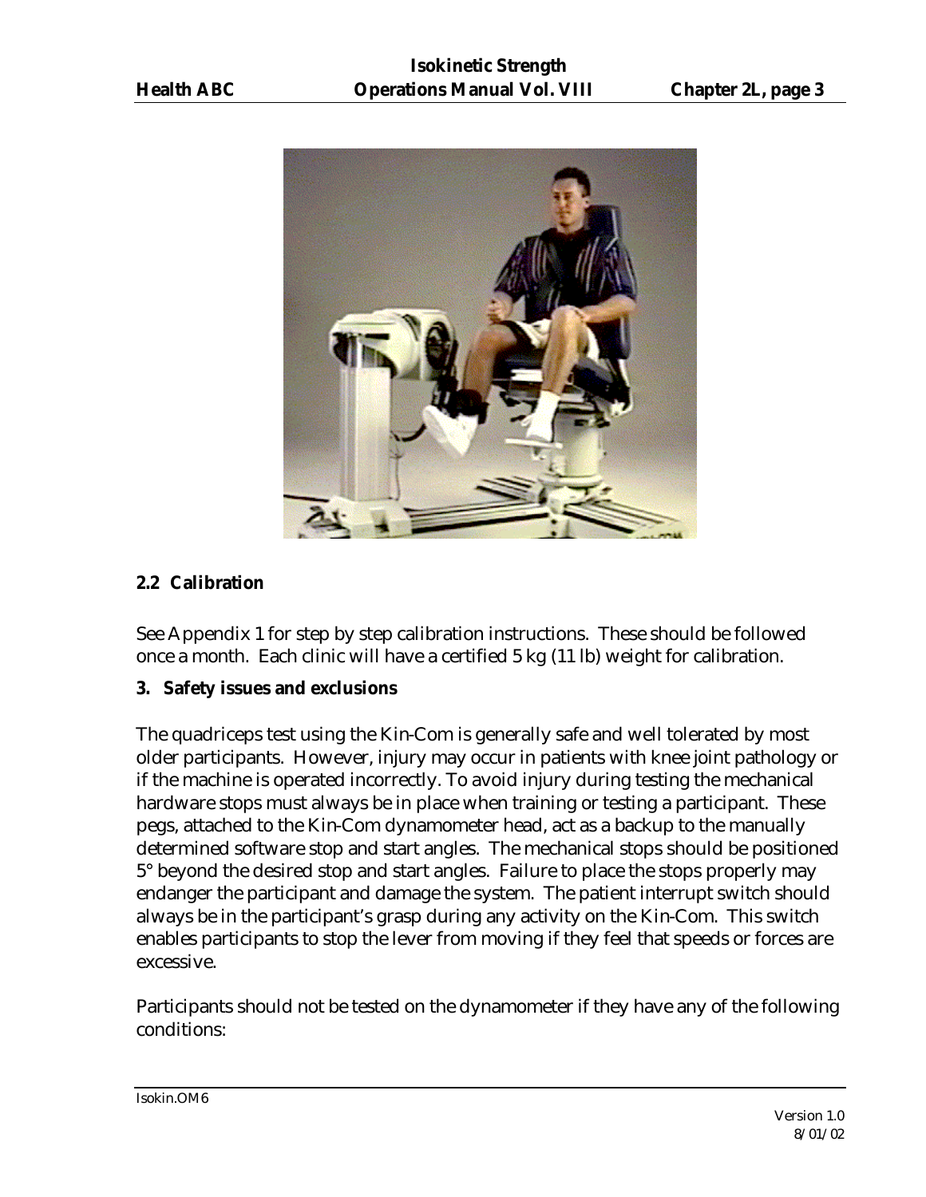## 2.2 Calibration

See Appendix 1 for step by step calibration instructions. These should be followed once a month. Each clinic will have a certified 5 kg (11 lb) weight for calibration.

## 3. Safety issues and exclusions

The quadriceps test using the Kin-Com is generally safe and well tolerated by most older participants. However, injury may occur in patients with knee joint pathology or if the machine is operated incorrectly. To avoid injury during testing the mechanical hardware stops must always be in place when training or testing a participant. These pegs, attached to the Kin-Com dynamometer head, act as a backup to the manually determined software stop and start angles. The mechanical stops should be positioned 5° beyond the desired stop and start angles. Failure to place the stops properly may endanger the participant and damage the system. The patient interrupt switch should always be in the participant's grasp during any activity on the Kin-Com. This switch enables participants to stop the lever from moving if they feel that speeds or forces are excessive.

Participants should not be tested on the dynamometer if they have any of the following conditions: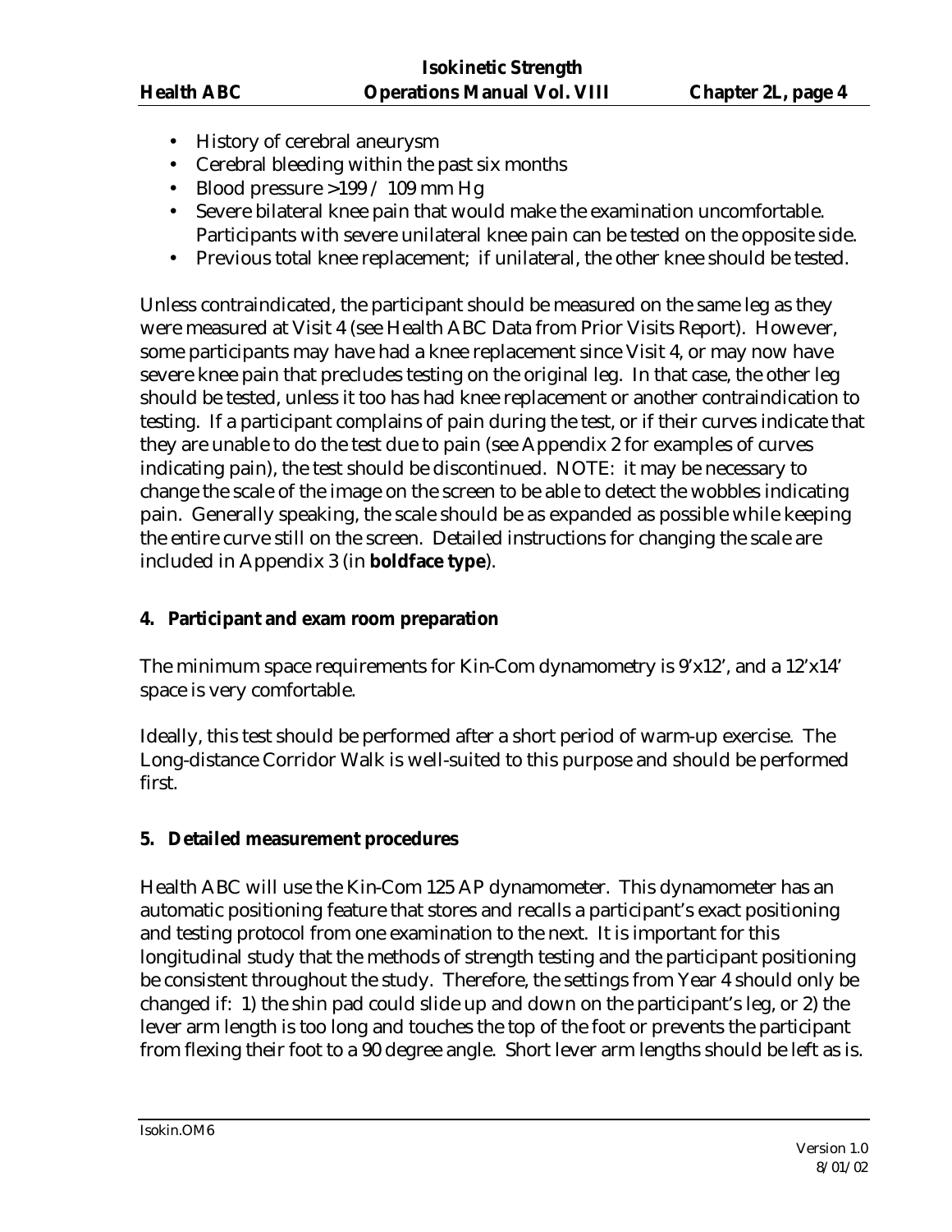- History of cerebral aneurysm
- Cerebral bleeding within the past six months
- Blood pressure >199 / 109 mm Hg
- Severe bilateral knee pain that would make the examination uncomfortable. Participants with severe unilateral knee pain can be tested on the opposite side.
- Previous total knee replacement; if unilateral, the other knee should be tested.

Unless contraindicated, the participant should be measured on the same leg as they were measured at Visit 4 (see Health ABC Data from Prior Visits Report). However, some participants may have had a knee replacement since Visit 4, or may now have severe knee pain that precludes testing on the original leg. In that case, the other leg should be tested, unless it too has had knee replacement or another contraindication to testing. If a participant complains of pain during the test, or if their curves indicate that they are unable to do the test due to pain (see Appendix 2 for examples of curves indicating pain), the test should be discontinued. NOTE: it may be necessary to change the scale of the image on the screen to be able to detect the wobbles indicating pain. Generally speaking, the scale should be as expanded as possible while keeping the entire curve still on the screen. Detailed instructions for changing the scale are included in Appendix 3 (in **boldface type**).

## 4. Participant and exam room preparation

The minimum space requirements for Kin-Com dynamometry is 9'x12', and a 12'x14' space is very comfortable.

Ideally, this test should be performed after a short period of warm-up exercise. The Long-distance Corridor Walk is well-suited to this purpose and should be performed first.

## 5. Detailed measurement procedures

Health ABC will use the Kin-Com 125 AP dynamometer. This dynamometer has an automatic positioning feature that stores and recalls a participant's exact positioning and testing protocol from one examination to the next. It is important for this longitudinal study that the methods of strength testing and the participant positioning be consistent throughout the study. Therefore, the settings from Year 4 should only be changed if: 1) the shin pad could slide up and down on the participant's leg, or 2) the lever arm length is too long and touches the top of the foot or prevents the participant from flexing their foot to a 90 degree angle. Short lever arm lengths should be left as is.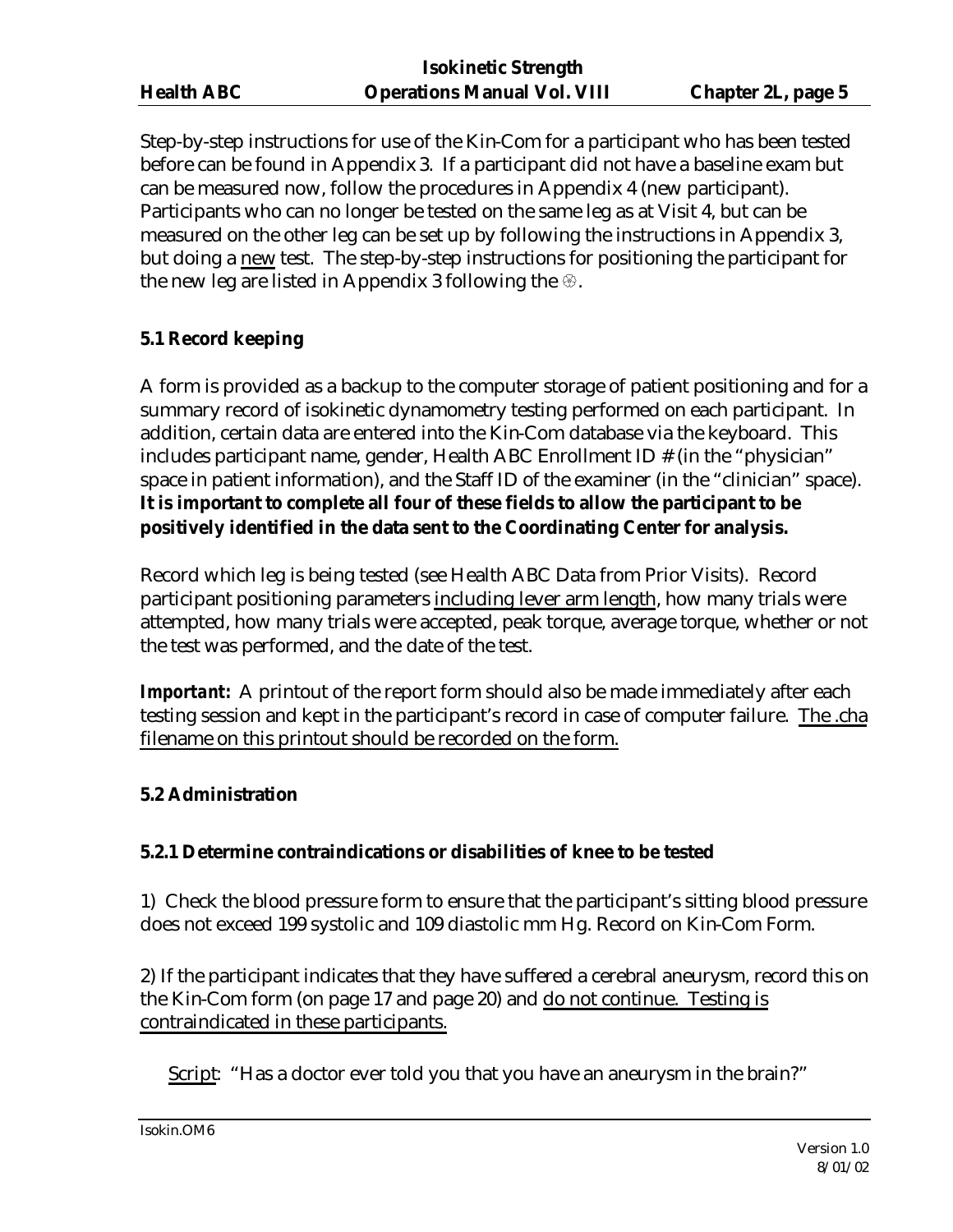Step-by-step instructions for use of the Kin-Com for a participant who has been tested before can be found in Appendix 3. If a participant did not have a baseline exam but can be measured now, follow the procedures in Appendix 4 (new participant). Participants who can no longer be tested on the same leg as at Visit 4, but can be measured on the other leg can be set up by following the instructions in Appendix 3, but doing a <u>new</u> test. The step-by-step instructions for positioning the participant for the new leg are listed in Appendix 3 following the ❁.

### 5.1 Record keeping

A form is provided as a backup to the computer storage of patient positioning and for a summary record of isokinetic dynamometry testing performed on each participant. In addition, certain data are entered into the Kin-Com database via the keyboard. This includes participant name, gender, Health ABC Enrollment ID # (in the "physician" space in patient information), and the Staff ID of the examiner (in the "clinician" space). **It is important to complete all four of these fields to allow the participant to be positively identified in the data sent to the Coordinating Center for analysis.**

Record which leg is being tested (see Health ABC Data from Prior Visits). Record participant positioning parameters <u>including lever arm length</u>, how many trials were attempted, how many trials were accepted, peak torque, average torque, whether or not the test was performed, and the date of the test.

***Important:*** A printout of the report form should also be made immediately after each testing session and kept in the participant's record in case of computer failure. <u>The .cha filename on this printout should be recorded on the form.</u>

### 5.2 Administration

#### 5.2.1 Determine contraindications or disabilities of knee to be tested

1) Check the blood pressure form to ensure that the participant's sitting blood pressure does not exceed 199 systolic and 109 diastolic mm Hg. Record on Kin-Com Form.

2) If the participant indicates that they have suffered a cerebral aneurysm, record this on the Kin-Com form (on page 17 and page 20) and <u>do not continue. Testing is contraindicated in these participants.</u>

<u>Script</u>: "Has a doctor ever told you that you have an aneurysm in the brain?"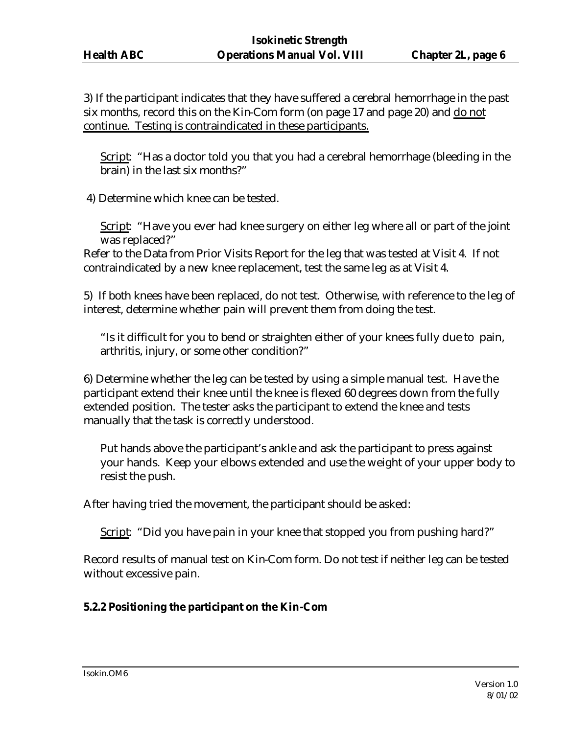3) If the participant indicates that they have suffered a cerebral hemorrhage in the past six months, record this on the Kin-Com form (on page 17 and page 20) and <u>do not continue. Testing is contraindicated in these participants.</u>

<u>Script</u>: "Has a doctor told you that you had a cerebral hemorrhage (bleeding in the brain) in the last six months?"

4) Determine which knee can be tested.

<u>Script</u>: "Have you ever had knee surgery on either leg where all or part of the joint was replaced?"

Refer to the Data from Prior Visits Report for the leg that was tested at Visit 4. If not contraindicated by a new knee replacement, test the same leg as at Visit 4.

5) If both knees have been replaced, do not test. Otherwise, with reference to the leg of interest, determine whether pain will prevent them from doing the test.

"Is it difficult for you to bend or straighten either of your knees fully due to pain, arthritis, injury, or some other condition?"

6) Determine whether the leg can be tested by using a simple manual test. Have the participant extend their knee until the knee is flexed 60 degrees down from the fully extended position. The tester asks the participant to extend the knee and tests manually that the task is correctly understood.

Put hands above the participant's ankle and ask the participant to press against your hands. Keep your elbows extended and use the weight of your upper body to resist the push.

After having tried the movement, the participant should be asked:

<u>Script</u>: "Did you have pain in your knee that stopped you from pushing hard?"

Record results of manual test on Kin-Com form. Do not test if neither leg can be tested without excessive pain.

### 5.2.2 Positioning the participant on the Kin-Com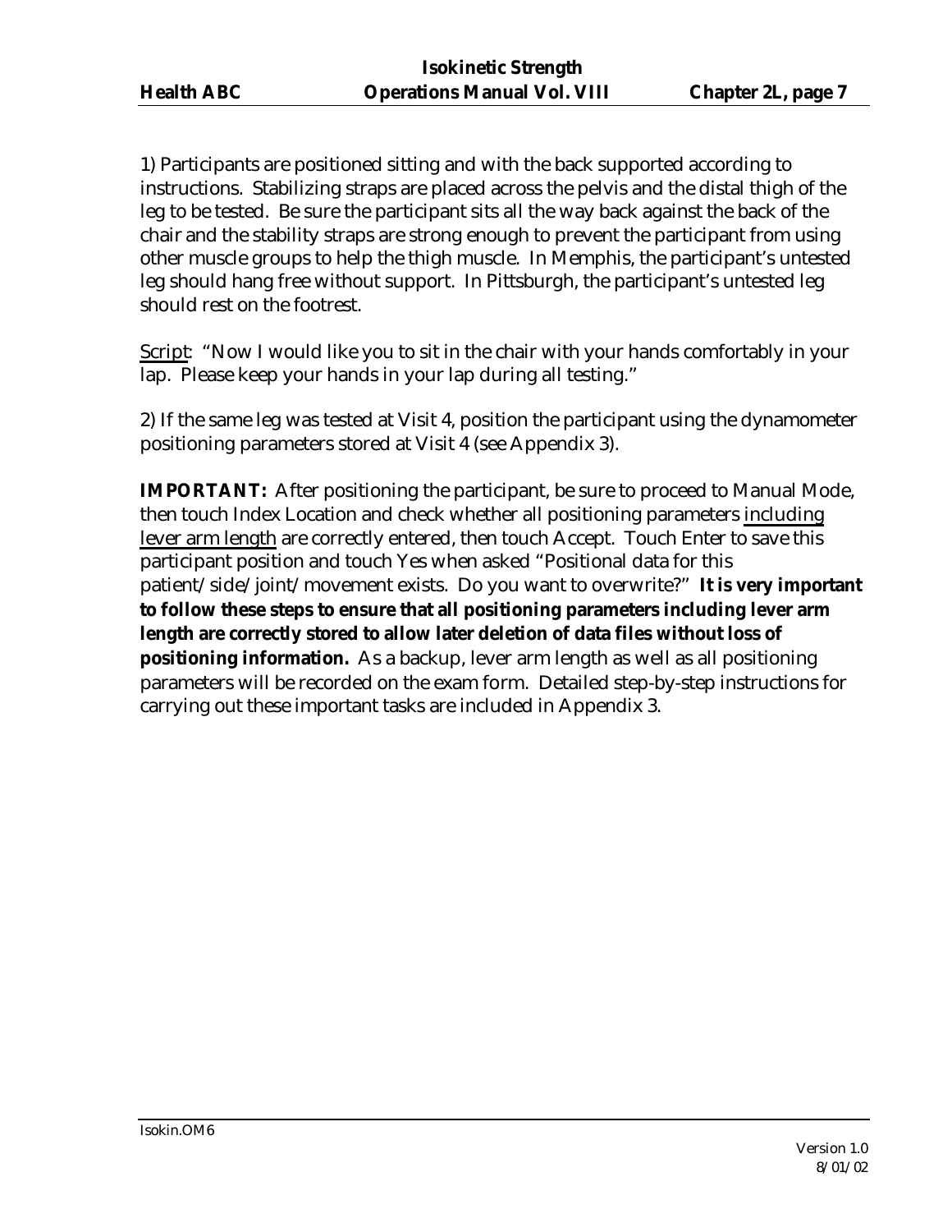1) Participants are positioned sitting and with the back supported according to instructions. Stabilizing straps are placed across the pelvis and the distal thigh of the leg to be tested. Be sure the participant sits all the way back against the back of the chair and the stability straps are strong enough to prevent the participant from using other muscle groups to help the thigh muscle. In Memphis, the participant's untested leg should hang free without support. In Pittsburgh, the participant's untested leg should rest on the footrest.

<u>Script</u>: "Now I would like you to sit in the chair with your hands comfortably in your lap. Please keep your hands in your lap during all testing."

2) If the same leg was tested at Visit 4, position the participant using the dynamometer positioning parameters stored at Visit 4 (see Appendix 3).

**IMPORTANT:** After positioning the participant, be sure to proceed to Manual Mode, then touch Index Location and check whether all positioning parameters <u>including lever arm length</u> are correctly entered, then touch Accept. Touch Enter to save this participant position and touch Yes when asked "Positional data for this patient/side/joint/movement exists. Do you want to overwrite?" **It is very important to follow these steps to ensure that all positioning parameters including lever arm length are correctly stored to allow later deletion of data files without loss of positioning information.** As a backup, lever arm length as well as all positioning parameters will be recorded on the exam form. Detailed step-by-step instructions for carrying out these important tasks are included in Appendix 3.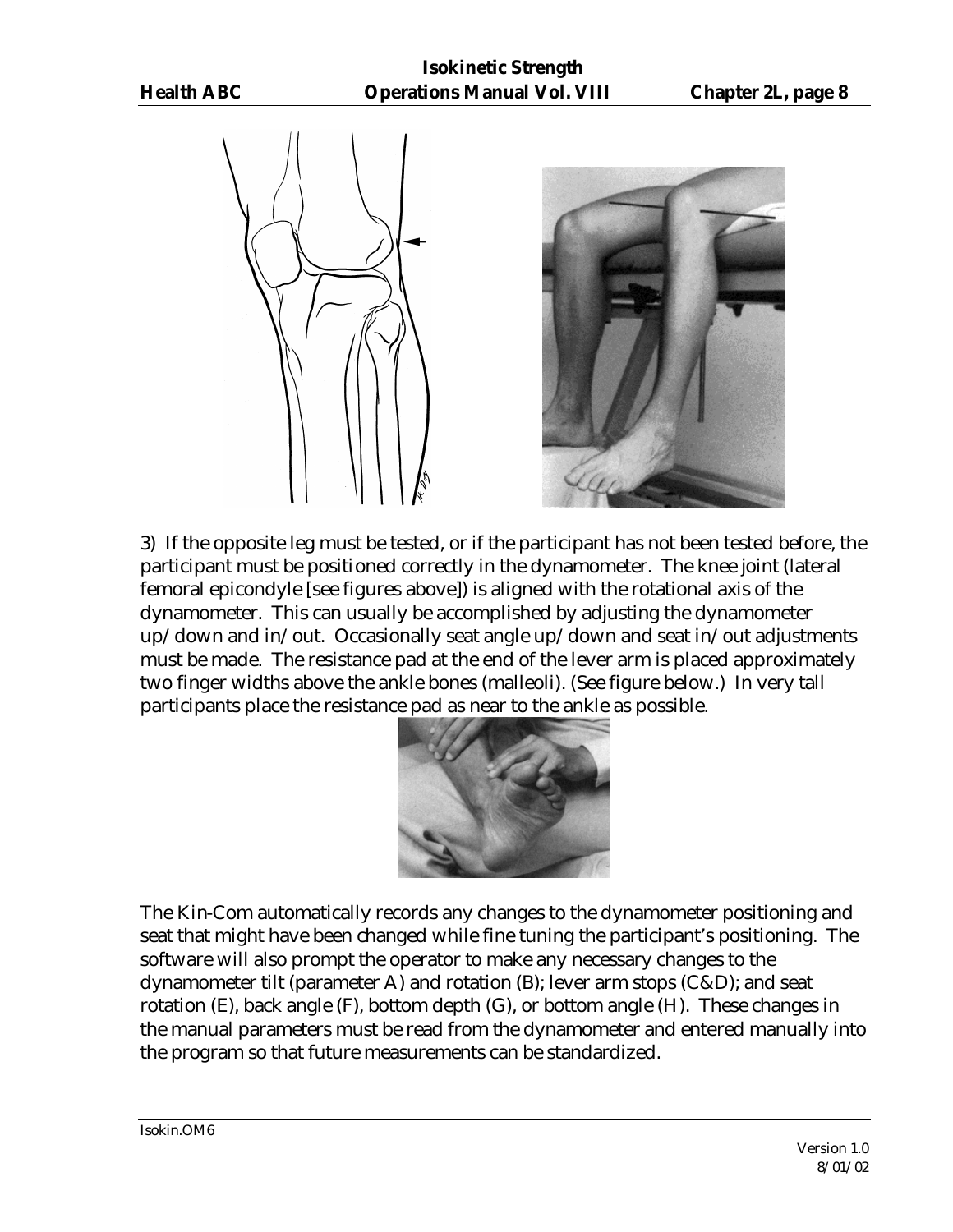3) If the opposite leg must be tested, or if the participant has not been tested before, the participant must be positioned correctly in the dynamometer. The knee joint (lateral femoral epicondyle [see figures above]) is aligned with the rotational axis of the dynamometer. This can usually be accomplished by adjusting the dynamometer up/down and in/out. Occasionally seat angle up/down and seat in/out adjustments must be made. The resistance pad at the end of the lever arm is placed approximately two finger widths above the ankle bones (malleoli). (See figure below.) In very tall participants place the resistance pad as near to the ankle as possible.

The Kin-Com automatically records any changes to the dynamometer positioning and seat that might have been changed while fine tuning the participant's positioning. The software will also prompt the operator to make any necessary changes to the dynamometer tilt (parameter A) and rotation (B); lever arm stops (C&D); and seat rotation (E), back angle (F), bottom depth (G), or bottom angle (H). These changes in the manual parameters must be read from the dynamometer and entered manually into the program so that future measurements can be standardized.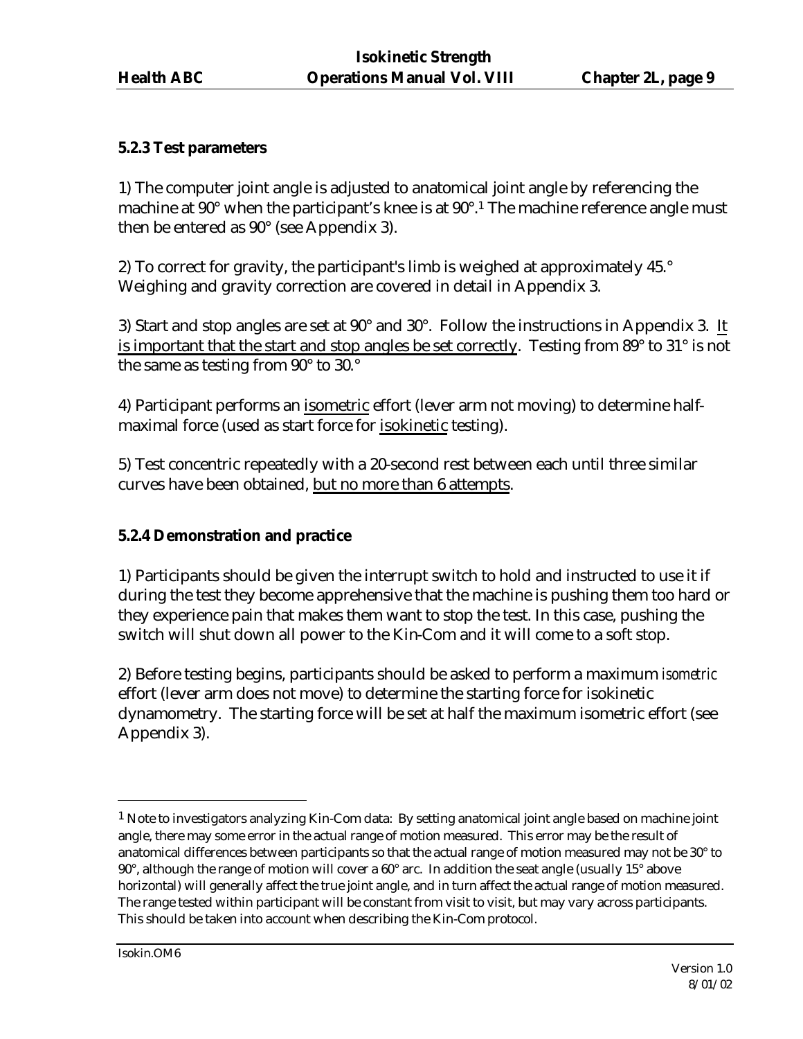### 5.2.3 Test parameters

1) The computer joint angle is adjusted to anatomical joint angle by referencing the machine at 90° when the participant's knee is at 90°.[1] The machine reference angle must then be entered as 90° (see Appendix 3).

2) To correct for gravity, the participant's limb is weighed at approximately 45.° Weighing and gravity correction are covered in detail in Appendix 3.

3) Start and stop angles are set at 90° and 30°. Follow the instructions in Appendix 3. It is important that the start and stop angles be set correctly. Testing from 89° to 31° is not the same as testing from 90° to 30.°

4) Participant performs an isometric effort (lever arm not moving) to determine half-maximal force (used as start force for isokinetic testing).

5) Test concentric repeatedly with a 20-second rest between each until three similar curves have been obtained, but no more than 6 attempts.

### 5.2.4 Demonstration and practice

1) Participants should be given the interrupt switch to hold and instructed to use it if during the test they become apprehensive that the machine is pushing them too hard or they experience pain that makes them want to stop the test. In this case, pushing the switch will shut down all power to the Kin-Com and it will come to a soft stop.

2) Before testing begins, participants should be asked to perform a maximum *isometric* effort (lever arm does not move) to determine the starting force for isokinetic dynamometry. The starting force will be set at half the maximum isometric effort (see Appendix 3).

---

[1] Note to investigators analyzing Kin-Com data: By setting anatomical joint angle based on machine joint angle, there may some error in the actual range of motion measured. This error may be the result of anatomical differences between participants so that the actual range of motion measured may not be 30° to 90°, although the range of motion will cover a 60° arc. In addition the seat angle (usually 15° above horizontal) will generally affect the true joint angle, and in turn affect the actual range of motion measured. The range tested within participant will be constant from visit to visit, but may vary across participants. This should be taken into account when describing the Kin-Com protocol.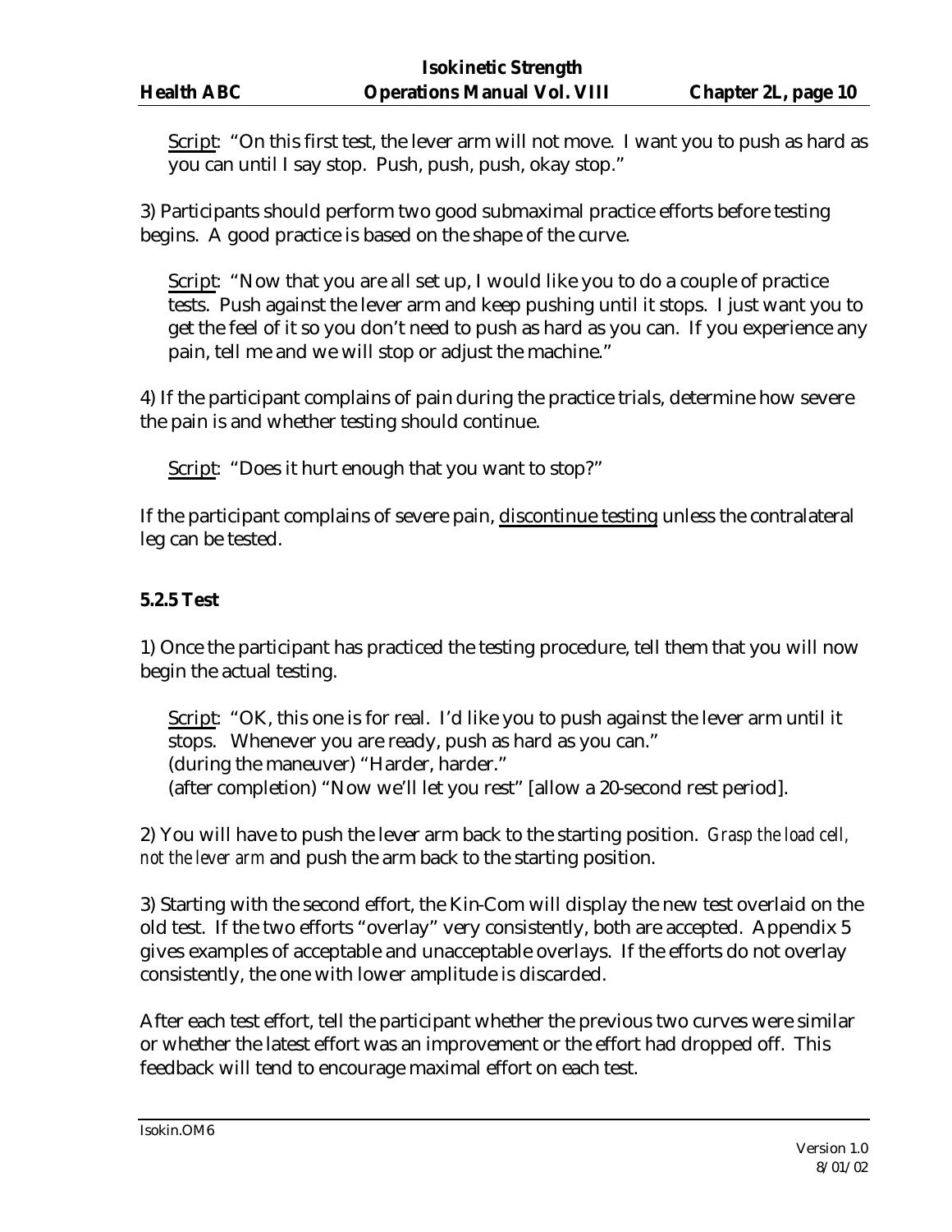Script: "On this first test, the lever arm will not move. I want you to push as hard as you can until I say stop. Push, push, push, okay stop."

3) Participants should perform two good submaximal practice efforts before testing begins. A good practice is based on the shape of the curve.

Script: "Now that you are all set up, I would like you to do a couple of practice tests. Push against the lever arm and keep pushing until it stops. I just want you to get the feel of it so you don't need to push as hard as you can. If you experience any pain, tell me and we will stop or adjust the machine."

4) If the participant complains of pain during the practice trials, determine how severe the pain is and whether testing should continue.

Script: "Does it hurt enough that you want to stop?"

If the participant complains of severe pain, discontinue testing unless the contralateral leg can be tested.

**5.2.5 Test**

1) Once the participant has practiced the testing procedure, tell them that you will now begin the actual testing.

Script: "OK, this one is for real. I'd like you to push against the lever arm until it stops. Whenever you are ready, push as hard as you can."
(during the maneuver) "Harder, harder."
(after completion) "Now we'll let you rest" [allow a 20-second rest period].

2) You will have to push the lever arm back to the starting position. *Grasp the load cell, not the lever arm* and push the arm back to the starting position.

3) Starting with the second effort, the Kin-Com will display the new test overlaid on the old test. If the two efforts "overlay" very consistently, both are accepted. Appendix 5 gives examples of acceptable and unacceptable overlays. If the efforts do not overlay consistently, the one with lower amplitude is discarded.

After each test effort, tell the participant whether the previous two curves were similar or whether the latest effort was an improvement or the effort had dropped off. This feedback will tend to encourage maximal effort on each test.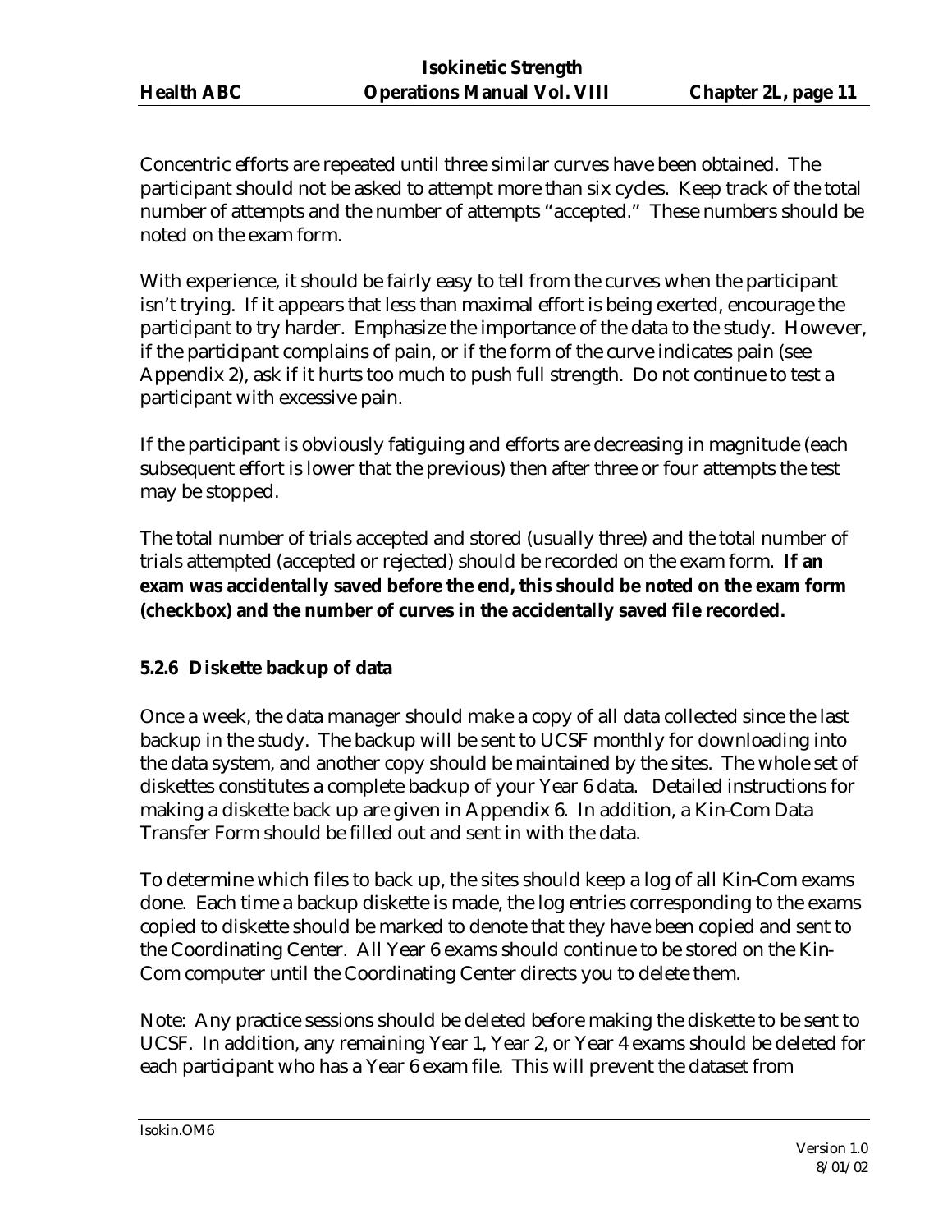Concentric efforts are repeated until three similar curves have been obtained. The participant should not be asked to attempt more than six cycles. Keep track of the total number of attempts and the number of attempts "accepted." These numbers should be noted on the exam form.

With experience, it should be fairly easy to tell from the curves when the participant isn't trying. If it appears that less than maximal effort is being exerted, encourage the participant to try harder. Emphasize the importance of the data to the study. However, if the participant complains of pain, or if the form of the curve indicates pain (see Appendix 2), ask if it hurts too much to push full strength. Do not continue to test a participant with excessive pain.

If the participant is obviously fatiguing and efforts are decreasing in magnitude (each subsequent effort is lower that the previous) then after three or four attempts the test may be stopped.

The total number of trials accepted and stored (usually three) and the total number of trials attempted (accepted or rejected) should be recorded on the exam form. **If an exam was accidentally saved before the end, this should be noted on the exam form (checkbox) and the number of curves in the accidentally saved file recorded.**

### 5.2.6 Diskette backup of data

Once a week, the data manager should make a copy of all data collected since the last backup in the study. The backup will be sent to UCSF monthly for downloading into the data system, and another copy should be maintained by the sites. The whole set of diskettes constitutes a complete backup of your Year 6 data. Detailed instructions for making a diskette back up are given in Appendix 6. In addition, a Kin-Com Data Transfer Form should be filled out and sent in with the data.

To determine which files to back up, the sites should keep a log of all Kin-Com exams done. Each time a backup diskette is made, the log entries corresponding to the exams copied to diskette should be marked to denote that they have been copied and sent to the Coordinating Center. All Year 6 exams should continue to be stored on the Kin-Com computer until the Coordinating Center directs you to delete them.

Note: Any practice sessions should be deleted before making the diskette to be sent to UCSF. In addition, any remaining Year 1, Year 2, or Year 4 exams should be deleted for each participant who has a Year 6 exam file. This will prevent the dataset from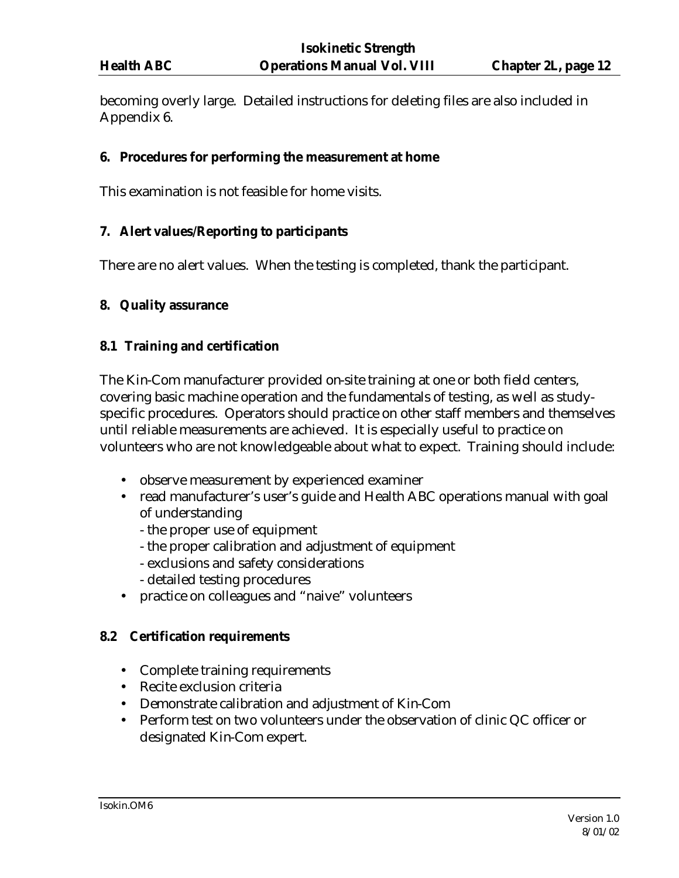becoming overly large. Detailed instructions for deleting files are also included in Appendix 6.

## 6. Procedures for performing the measurement at home

This examination is not feasible for home visits.

## 7. Alert values/Reporting to participants

There are no alert values. When the testing is completed, thank the participant.

## 8. Quality assurance

### 8.1 Training and certification

The Kin-Com manufacturer provided on-site training at one or both field centers, covering basic machine operation and the fundamentals of testing, as well as study-specific procedures. Operators should practice on other staff members and themselves until reliable measurements are achieved. It is especially useful to practice on volunteers who are not knowledgeable about what to expect. Training should include:

- observe measurement by experienced examiner
- read manufacturer's user's guide and Health ABC operations manual with goal of understanding
  - the proper use of equipment
  - the proper calibration and adjustment of equipment
  - exclusions and safety considerations
  - detailed testing procedures
- practice on colleagues and "naive" volunteers

### 8.2 Certification requirements

- Complete training requirements
- Recite exclusion criteria
- Demonstrate calibration and adjustment of Kin-Com
- Perform test on two volunteers under the observation of clinic QC officer or designated Kin-Com expert.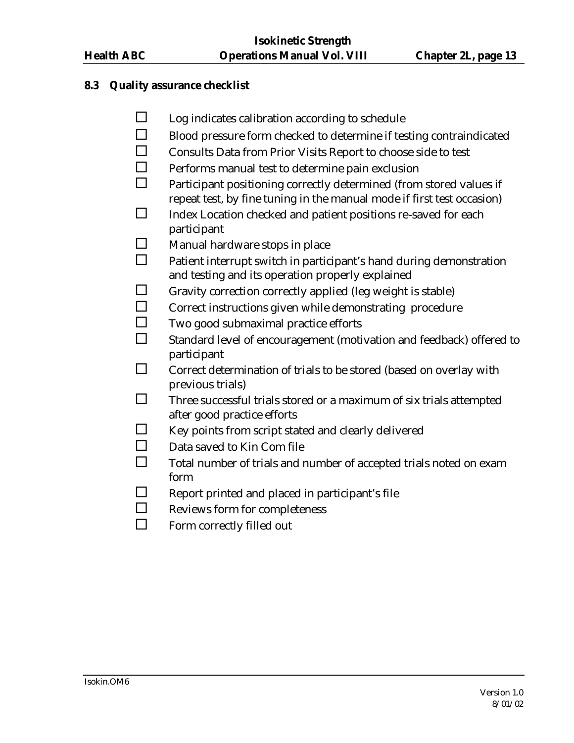### 8.3 Quality assurance checklist

- ☐ Log indicates calibration according to schedule
- ☐ Blood pressure form checked to determine if testing contraindicated
- ☐ Consults Data from Prior Visits Report to choose side to test
- ☐ Performs manual test to determine pain exclusion
- ☐ Participant positioning correctly determined (from stored values if repeat test, by fine tuning in the manual mode if first test occasion)
- ☐ Index Location checked and patient positions re-saved for each participant
- ☐ Manual hardware stops in place
- ☐ Patient interrupt switch in participant's hand during demonstration and testing and its operation properly explained
- ☐ Gravity correction correctly applied (leg weight is stable)
- ☐ Correct instructions given while demonstrating procedure
- ☐ Two good submaximal practice efforts
- ☐ Standard level of encouragement (motivation and feedback) offered to participant
- ☐ Correct determination of trials to be stored (based on overlay with previous trials)
- ☐ Three successful trials stored or a maximum of six trials attempted after good practice efforts
- ☐ Key points from script stated and clearly delivered
- ☐ Data saved to Kin Com file
- ☐ Total number of trials and number of accepted trials noted on exam form
- ☐ Report printed and placed in participant's file
- ☐ Reviews form for completeness
- ☐ Form correctly filled out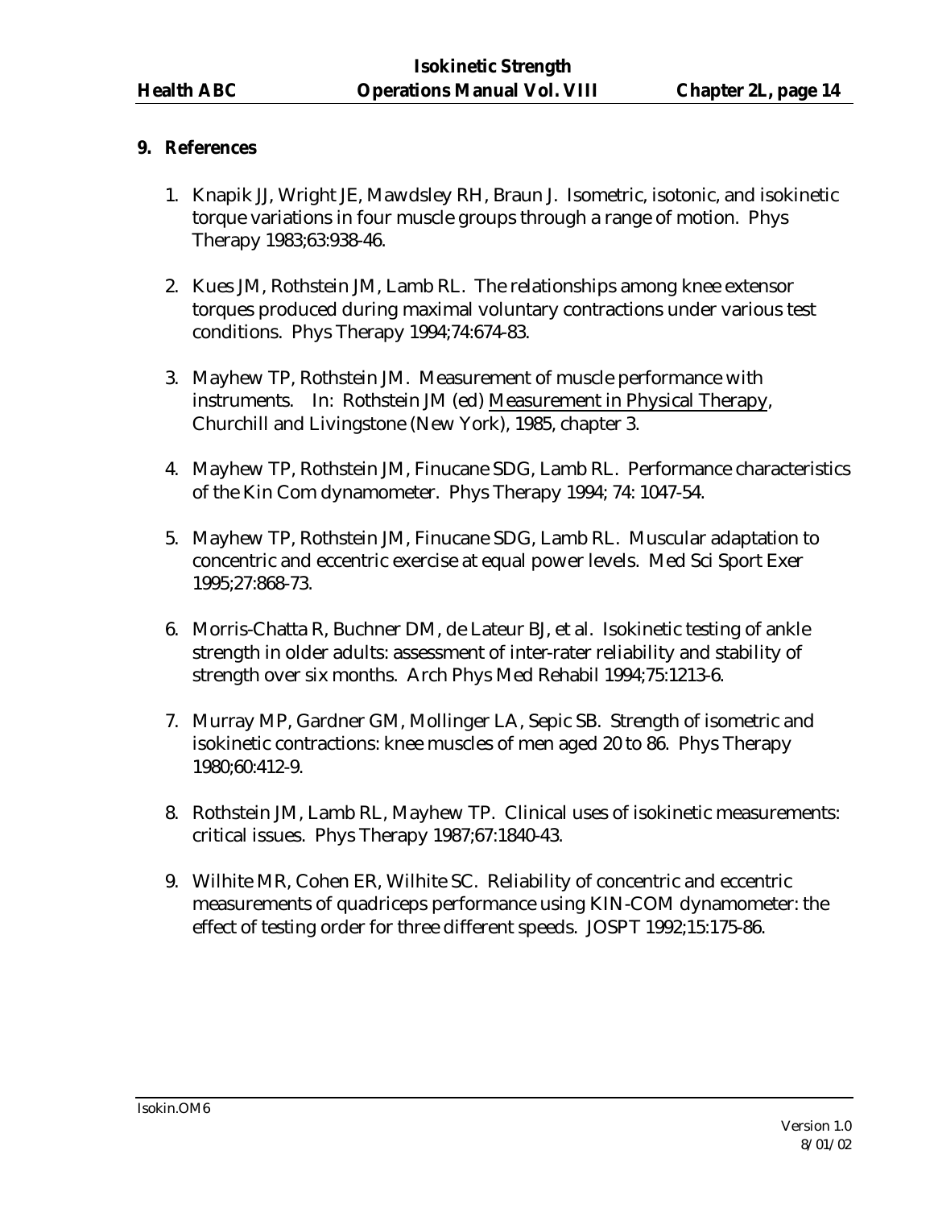## 9. References

1. Knapik JJ, Wright JE, Mawdsley RH, Braun J. Isometric, isotonic, and isokinetic torque variations in four muscle groups through a range of motion. Phys Therapy 1983;63:938-46.

2. Kues JM, Rothstein JM, Lamb RL. The relationships among knee extensor torques produced during maximal voluntary contractions under various test conditions. Phys Therapy 1994;74:674-83.

3. Mayhew TP, Rothstein JM. Measurement of muscle performance with instruments. In: Rothstein JM (ed) Measurement in Physical Therapy, Churchill and Livingstone (New York), 1985, chapter 3.

4. Mayhew TP, Rothstein JM, Finucane SDG, Lamb RL. Performance characteristics of the Kin Com dynamometer. Phys Therapy 1994; 74: 1047-54.

5. Mayhew TP, Rothstein JM, Finucane SDG, Lamb RL. Muscular adaptation to concentric and eccentric exercise at equal power levels. Med Sci Sport Exer 1995;27:868-73.

6. Morris-Chatta R, Buchner DM, de Lateur BJ, et al. Isokinetic testing of ankle strength in older adults: assessment of inter-rater reliability and stability of strength over six months. Arch Phys Med Rehabil 1994;75:1213-6.

7. Murray MP, Gardner GM, Mollinger LA, Sepic SB. Strength of isometric and isokinetic contractions: knee muscles of men aged 20 to 86. Phys Therapy 1980;60:412-9.

8. Rothstein JM, Lamb RL, Mayhew TP. Clinical uses of isokinetic measurements: critical issues. Phys Therapy 1987;67:1840-43.

9. Wilhite MR, Cohen ER, Wilhite SC. Reliability of concentric and eccentric measurements of quadriceps performance using KIN-COM dynamometer: the effect of testing order for three different speeds. JOSPT 1992;15:175-86.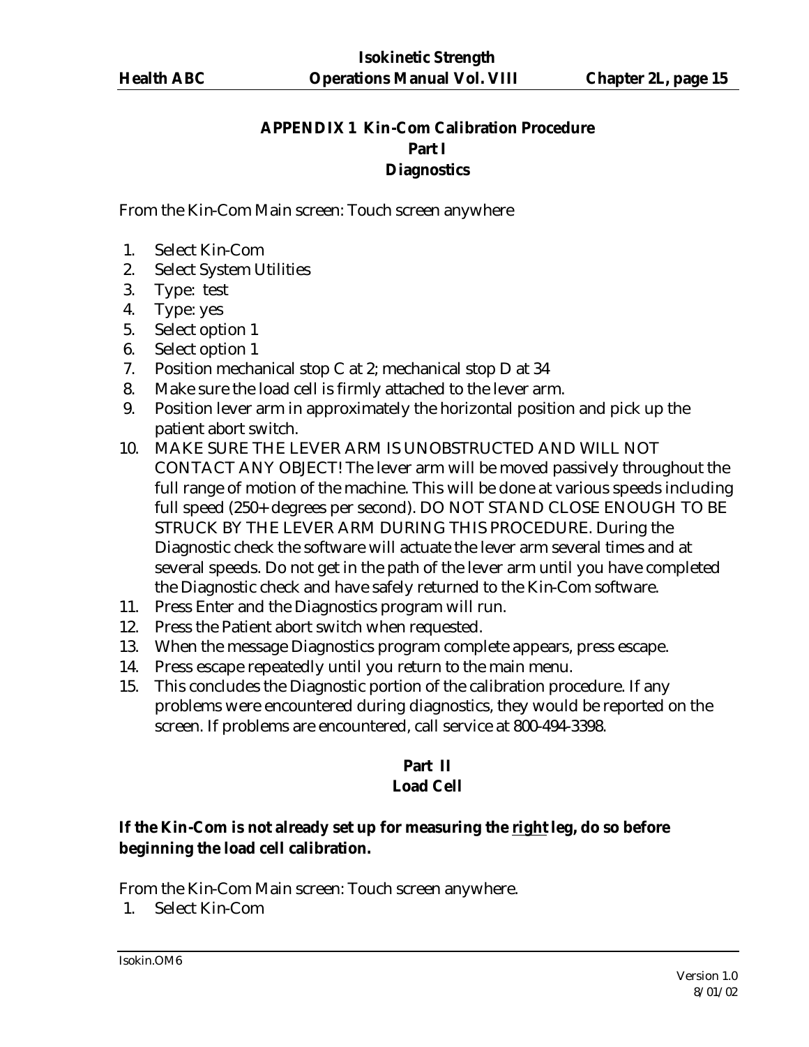## APPENDIX 1 Kin-Com Calibration Procedure
### Part I
### Diagnostics

From the Kin-Com Main screen: Touch screen anywhere

1. Select Kin-Com
2. Select System Utilities
3. Type: test
4. Type: yes
5. Select option 1
6. Select option 1
7. Position mechanical stop C at 2; mechanical stop D at 34
8. Make sure the load cell is firmly attached to the lever arm.
9. Position lever arm in approximately the horizontal position and pick up the patient abort switch.
10. MAKE SURE THE LEVER ARM IS UNOBSTRUCTED AND WILL NOT CONTACT ANY OBJECT! The lever arm will be moved passively throughout the full range of motion of the machine. This will be done at various speeds including full speed (250+ degrees per second). DO NOT STAND CLOSE ENOUGH TO BE STRUCK BY THE LEVER ARM DURING THIS PROCEDURE. During the Diagnostic check the software will actuate the lever arm several times and at several speeds. Do not get in the path of the lever arm until you have completed the Diagnostic check and have safely returned to the Kin-Com software.
11. Press Enter and the Diagnostics program will run.
12. Press the Patient abort switch when requested.
13. When the message Diagnostics program complete appears, press escape.
14. Press escape repeatedly until you return to the main menu.
15. This concludes the Diagnostic portion of the calibration procedure. If any problems were encountered during diagnostics, they would be reported on the screen. If problems are encountered, call service at 800-494-3398.

### Part II
### Load Cell

**If the Kin-Com is not already set up for measuring the <u>right</u> leg, do so before beginning the load cell calibration.**

From the Kin-Com Main screen: Touch screen anywhere.

1. Select Kin-Com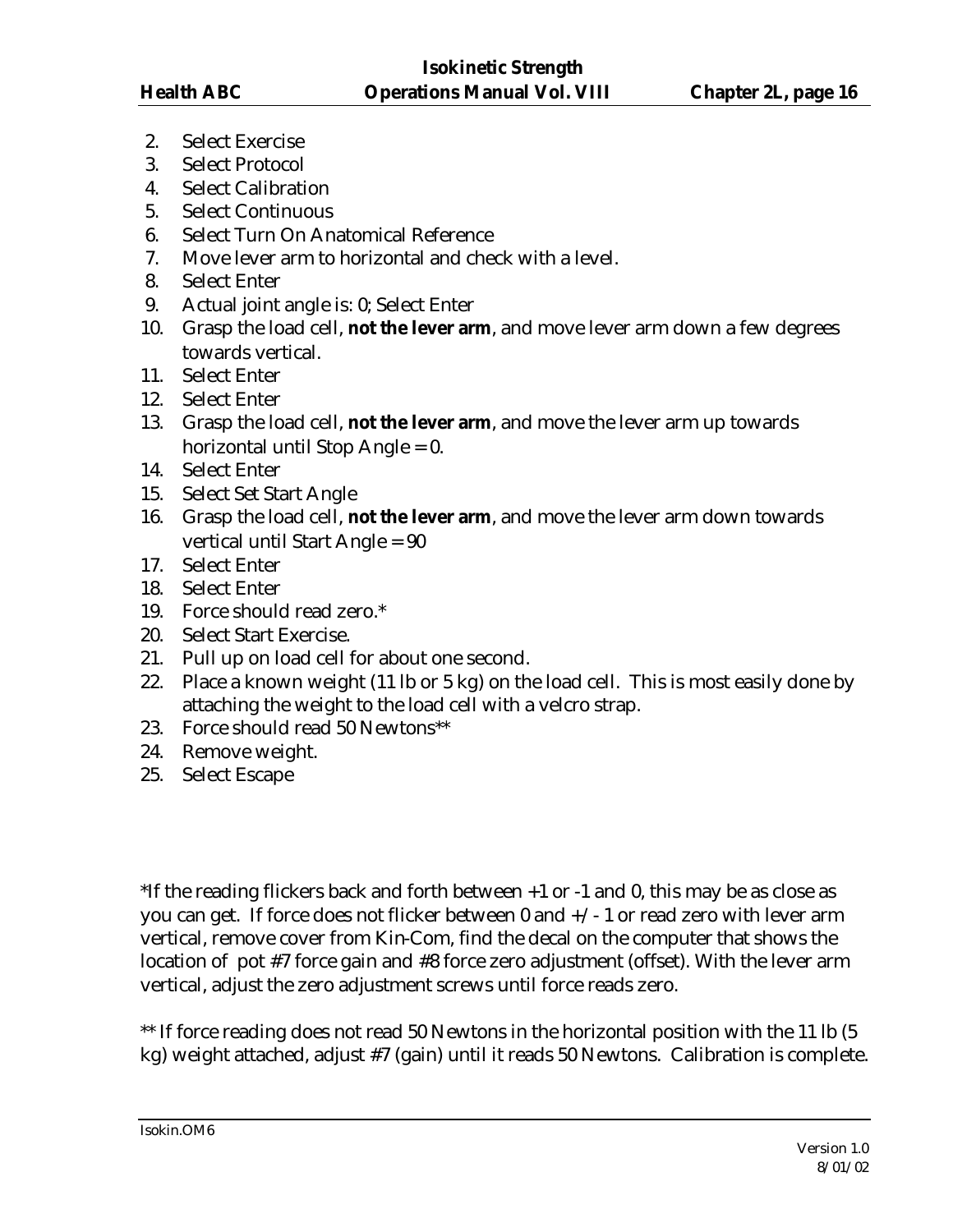2. Select Exercise
3. Select Protocol
4. Select Calibration
5. Select Continuous
6. Select Turn On Anatomical Reference
7. Move lever arm to horizontal and check with a level.
8. Select Enter
9. Actual joint angle is: 0; Select Enter
10. Grasp the load cell, **not the lever arm**, and move lever arm down a few degrees towards vertical.
11. Select Enter
12. Select Enter
13. Grasp the load cell, **not the lever arm**, and move the lever arm up towards horizontal until Stop Angle = 0.
14. Select Enter
15. Select Set Start Angle
16. Grasp the load cell, **not the lever arm**, and move the lever arm down towards vertical until Start Angle = 90
17. Select Enter
18. Select Enter
19. Force should read zero.*
20. Select Start Exercise.
21. Pull up on load cell for about one second.
22. Place a known weight (11 lb or 5 kg) on the load cell. This is most easily done by attaching the weight to the load cell with a velcro strap.
23. Force should read 50 Newtons**
24. Remove weight.
25. Select Escape

*If the reading flickers back and forth between +1 or -1 and 0, this may be as close as you can get. If force does not flicker between 0 and +/- 1 or read zero with lever arm vertical, remove cover from Kin-Com, find the decal on the computer that shows the location of pot #7 force gain and #8 force zero adjustment (offset). With the lever arm vertical, adjust the zero adjustment screws until force reads zero.

** If force reading does not read 50 Newtons in the horizontal position with the 11 lb (5 kg) weight attached, adjust #7 (gain) until it reads 50 Newtons. Calibration is complete.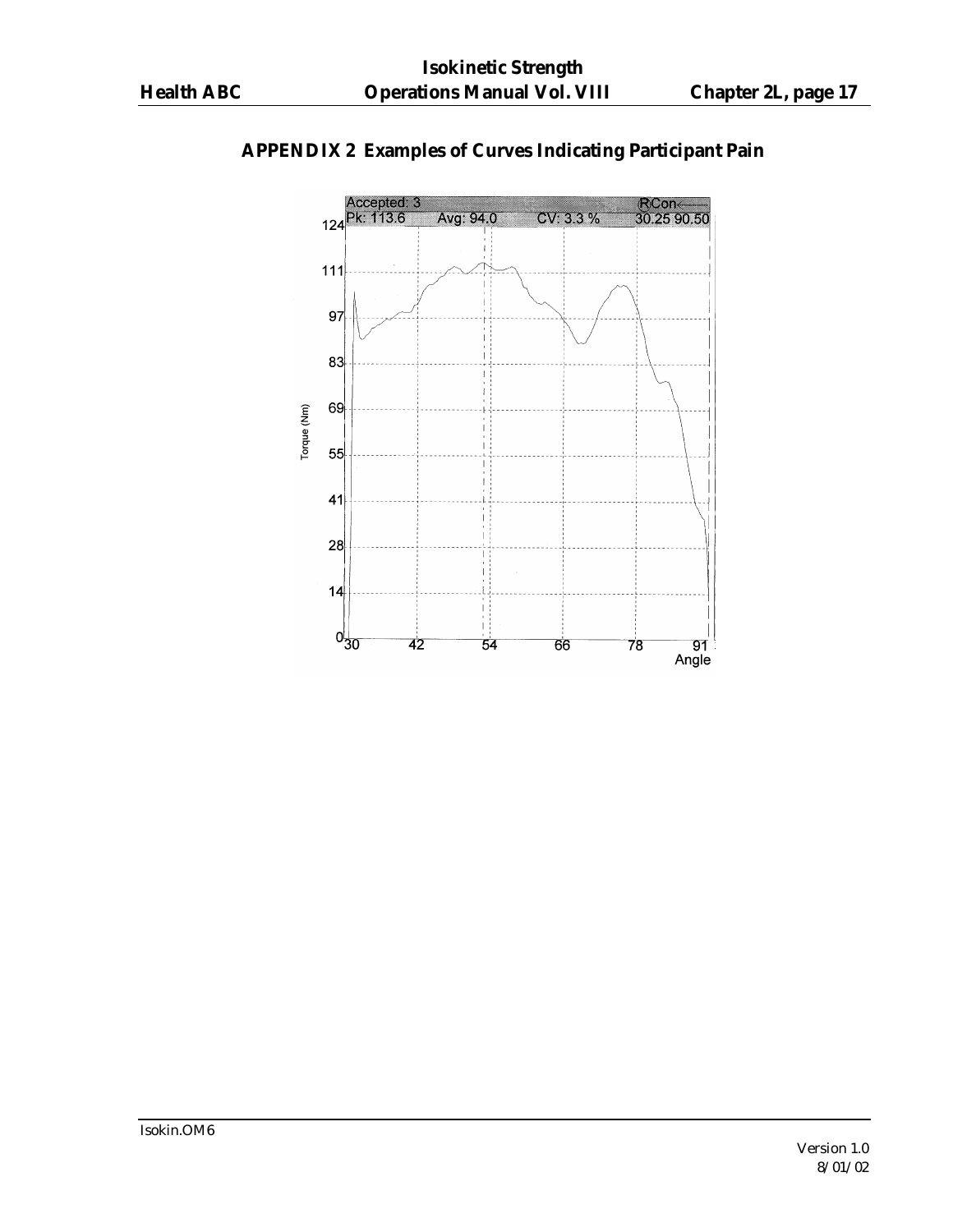## APPENDIX 2 Examples of Curves Indicating Participant Pain

Accepted: 3 RCon
Pk: 113.6 Avg: 94.0 CV: 3.3 % 30.25 90.50

Torque (Nm)

124
111
97
83
69
55
41
28
14
0

30 42 54 66 78 91
Angle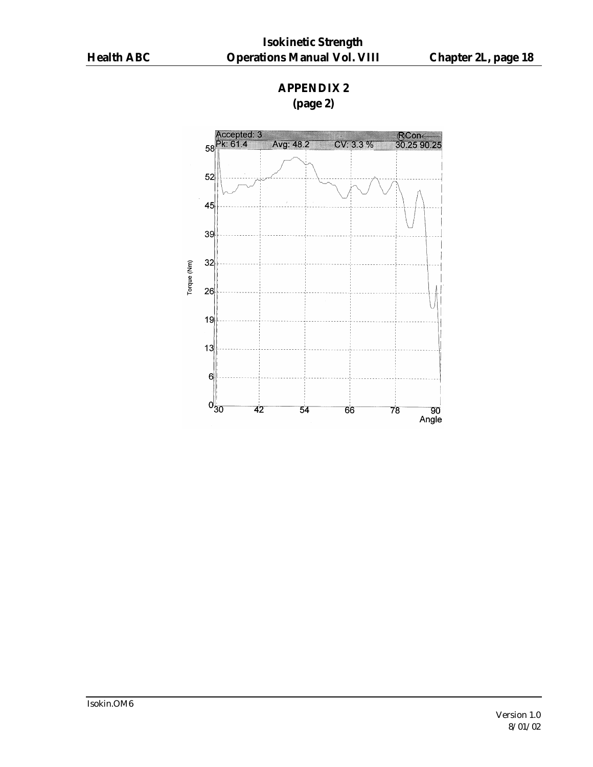# APPENDIX 2
## (page 2)

Accepted: 3 RCon<

Pk: 61.4 Avg: 48.2 CV: 3.3 % 30.25 90.25

Torque (Nm)

Angle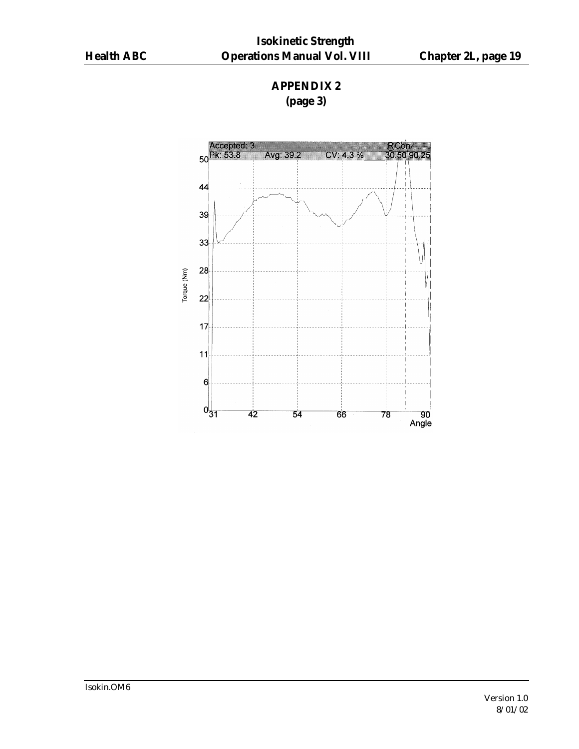# APPENDIX 2
## (page 3)

Accepted: 3 RCon

Pk: 53.8 Avg: 39.2 CV: 4.3 % 30.50 90.25

Torque (Nm)

50, 44, 39, 33, 28, 22, 17, 11, 6, 0

31, 42, 54, 66, 78, 90

Angle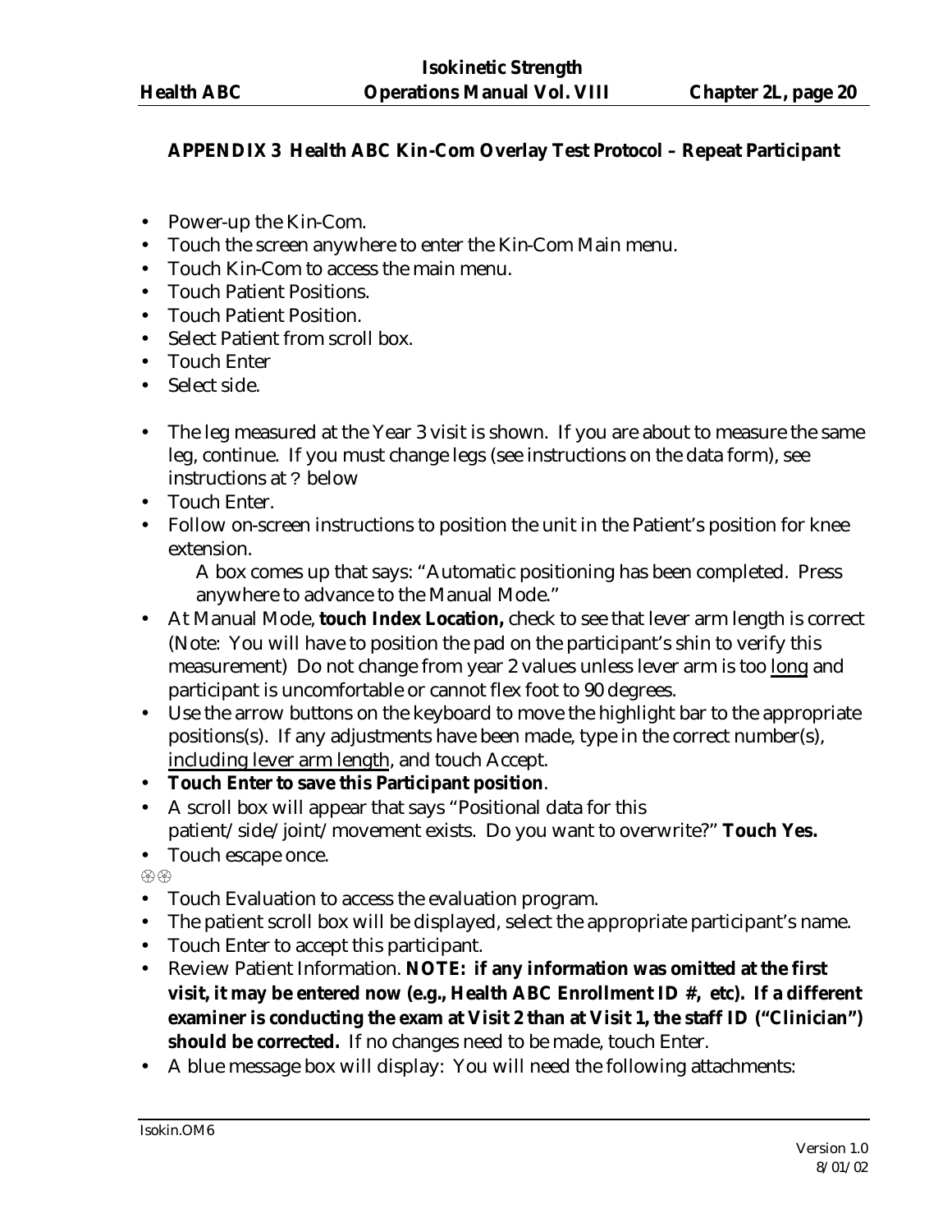## APPENDIX 3 Health ABC Kin-Com Overlay Test Protocol – Repeat Participant

- Power-up the Kin-Com.
- Touch the screen anywhere to enter the Kin-Com Main menu.
- Touch Kin-Com to access the main menu.
- Touch Patient Positions.
- Touch Patient Position.
- Select Patient from scroll box.
- Touch Enter
- Select side.

- The leg measured at the Year 3 visit is shown. If you are about to measure the same leg, continue. If you must change legs (see instructions on the data form), see instructions at ? below
- Touch Enter.
- Follow on-screen instructions to position the unit in the Patient's position for knee extension.

  A box comes up that says: "Automatic positioning has been completed. Press anywhere to advance to the Manual Mode."
- At Manual Mode, **touch Index Location,** check to see that lever arm length is correct (Note: You will have to position the pad on the participant's shin to verify this measurement) Do not change from year 2 values unless lever arm is too long and participant is uncomfortable or cannot flex foot to 90 degrees.
- Use the arrow buttons on the keyboard to move the highlight bar to the appropriate positions(s). If any adjustments have been made, type in the correct number(s), including lever arm length, and touch Accept.
- **Touch Enter to save this Participant position**.
- A scroll box will appear that says "Positional data for this patient/side/joint/movement exists. Do you want to overwrite?" **Touch Yes.**
- Touch escape once.

⊛⊛

- Touch Evaluation to access the evaluation program.
- The patient scroll box will be displayed, select the appropriate participant's name.
- Touch Enter to accept this participant.
- Review Patient Information. **NOTE: if any information was omitted at the first visit, it may be entered now (e.g., Health ABC Enrollment ID #, etc). If a different examiner is conducting the exam at Visit 2 than at Visit 1, the staff ID ("Clinician") should be corrected.** If no changes need to be made, touch Enter.
- A blue message box will display: You will need the following attachments: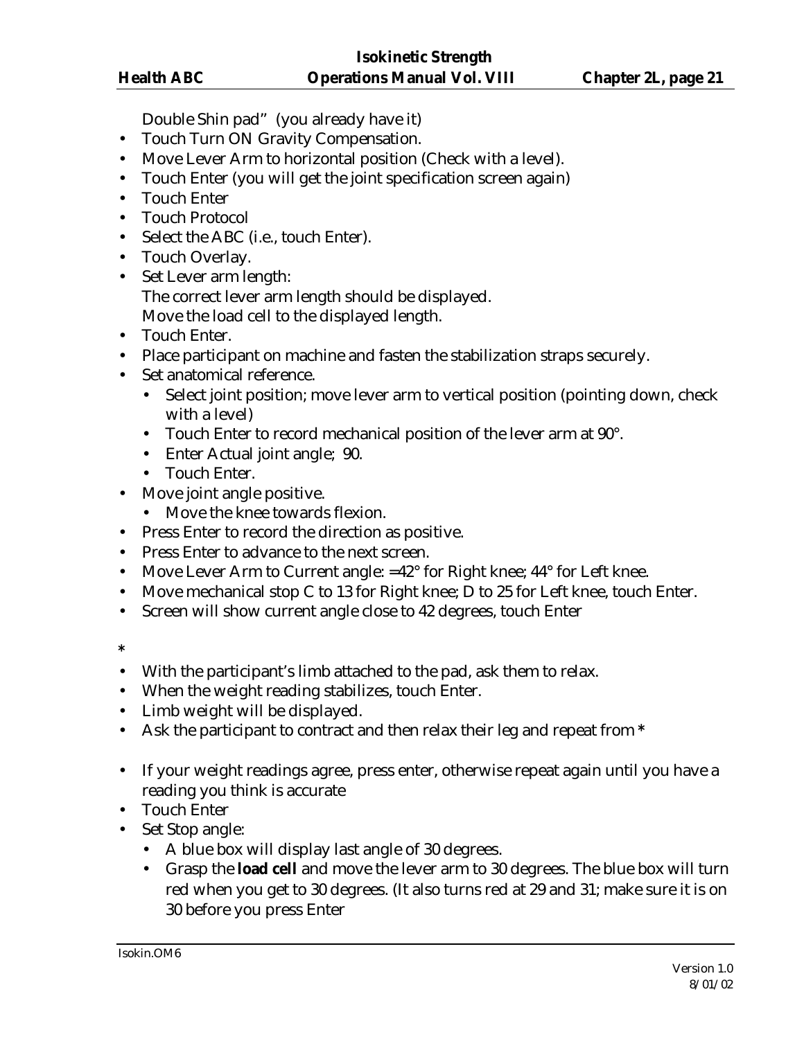Double Shin pad" (you already have it)

- Touch Turn ON Gravity Compensation.
- Move Lever Arm to horizontal position (Check with a level).
- Touch Enter (you will get the joint specification screen again)
- Touch Enter
- Touch Protocol
- Select the ABC (i.e., touch Enter).
- Touch Overlay.
- Set Lever arm length:
  The correct lever arm length should be displayed.
  Move the load cell to the displayed length.
- Touch Enter.
- Place participant on machine and fasten the stabilization straps securely.
- Set anatomical reference.
  - Select joint position; move lever arm to vertical position (pointing down, check with a level)
  - Touch Enter to record mechanical position of the lever arm at 90°.
  - Enter Actual joint angle; 90.
  - Touch Enter.
- Move joint angle positive.
  - Move the knee towards flexion.
- Press Enter to record the direction as positive.
- Press Enter to advance to the next screen.
- Move Lever Arm to Current angle: =42° for Right knee; 44° for Left knee.
- Move mechanical stop C to 13 for Right knee; D to 25 for Left knee, touch Enter.
- Screen will show current angle close to 42 degrees, touch Enter

*

- With the participant's limb attached to the pad, ask them to relax.
- When the weight reading stabilizes, touch Enter.
- Limb weight will be displayed.
- Ask the participant to contract and then relax their leg and repeat from *

- If your weight readings agree, press enter, otherwise repeat again until you have a reading you think is accurate
- Touch Enter
- Set Stop angle:
  - A blue box will display last angle of 30 degrees.
  - Grasp the **load cell** and move the lever arm to 30 degrees. The blue box will turn red when you get to 30 degrees. (It also turns red at 29 and 31; make sure it is on 30 before you press Enter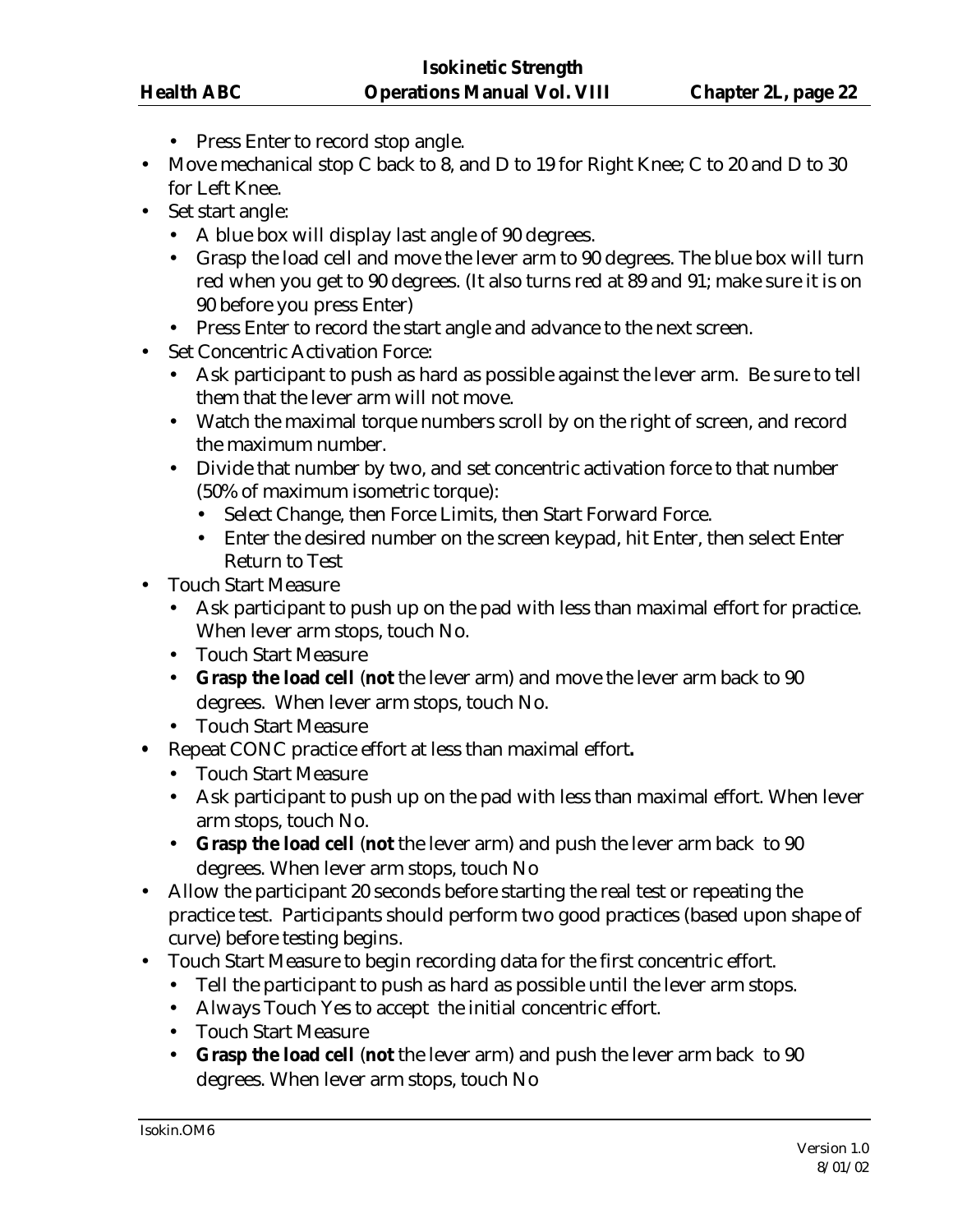- Press Enter to record stop angle.
- Move mechanical stop C back to 8, and D to 19 for Right Knee; C to 20 and D to 30 for Left Knee.
- Set start angle:
  - A blue box will display last angle of 90 degrees.
  - Grasp the load cell and move the lever arm to 90 degrees. The blue box will turn red when you get to 90 degrees. (It also turns red at 89 and 91; make sure it is on 90 before you press Enter)
  - Press Enter to record the start angle and advance to the next screen.
- Set Concentric Activation Force:
  - Ask participant to push as hard as possible against the lever arm. Be sure to tell them that the lever arm will not move.
  - Watch the maximal torque numbers scroll by on the right of screen, and record the maximum number.
  - Divide that number by two, and set concentric activation force to that number (50% of maximum isometric torque):
    - Select Change, then Force Limits, then Start Forward Force.
    - Enter the desired number on the screen keypad, hit Enter, then select Enter Return to Test
- Touch Start Measure
  - Ask participant to push up on the pad with less than maximal effort for practice. When lever arm stops, touch No.
  - Touch Start Measure
  - **Grasp the load cell** (**not** the lever arm) and move the lever arm back to 90 degrees. When lever arm stops, touch No.
  - Touch Start Measure
- Repeat CONC practice effort at less than maximal effort**.**
  - Touch Start Measure
  - Ask participant to push up on the pad with less than maximal effort. When lever arm stops, touch No.
  - **Grasp the load cell** (**not** the lever arm) and push the lever arm back to 90 degrees. When lever arm stops, touch No
- Allow the participant 20 seconds before starting the real test or repeating the practice test. Participants should perform two good practices (based upon shape of curve) before testing begins.
- Touch Start Measure to begin recording data for the first concentric effort.
  - Tell the participant to push as hard as possible until the lever arm stops.
  - Always Touch Yes to accept the initial concentric effort.
  - Touch Start Measure
  - **Grasp the load cell** (**not** the lever arm) and push the lever arm back to 90 degrees. When lever arm stops, touch No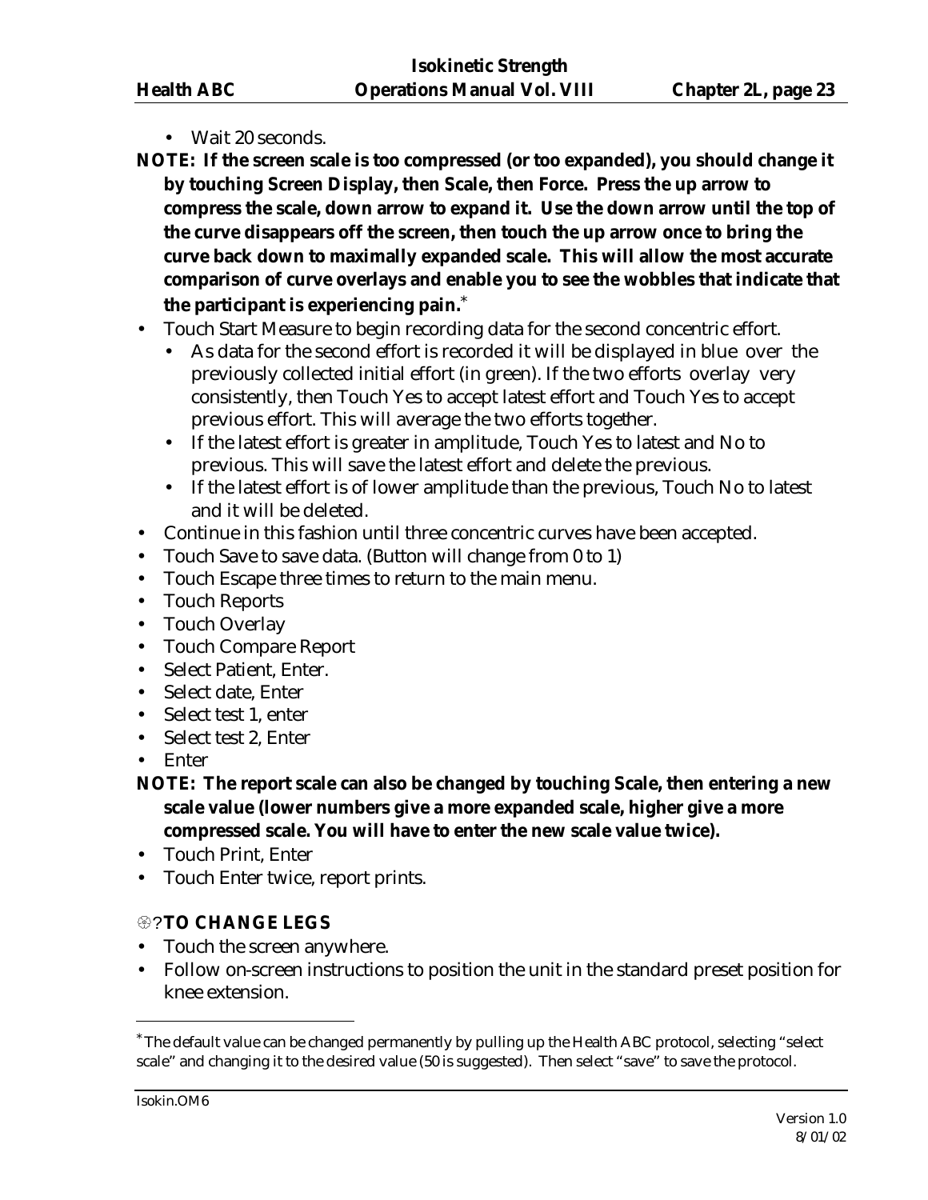- Wait 20 seconds.

**NOTE: If the screen scale is too compressed (or too expanded), you should change it by touching Screen Display, then Scale, then Force. Press the up arrow to compress the scale, down arrow to expand it. Use the down arrow until the top of the curve disappears off the screen, then touch the up arrow once to bring the curve back down to maximally expanded scale. This will allow the most accurate comparison of curve overlays and enable you to see the wobbles that indicate that the participant is experiencing pain.**[*]

- Touch Start Measure to begin recording data for the second concentric effort.
  - As data for the second effort is recorded it will be displayed in blue over the previously collected initial effort (in green). If the two efforts overlay very consistently, then Touch Yes to accept latest effort and Touch Yes to accept previous effort. This will average the two efforts together.
  - If the latest effort is greater in amplitude, Touch Yes to latest and No to previous. This will save the latest effort and delete the previous.
  - If the latest effort is of lower amplitude than the previous, Touch No to latest and it will be deleted.
- Continue in this fashion until three concentric curves have been accepted.
- Touch Save to save data. (Button will change from 0 to 1)
- Touch Escape three times to return to the main menu.
- Touch Reports
- Touch Overlay
- Touch Compare Report
- Select Patient, Enter.
- Select date, Enter
- Select test 1, enter
- Select test 2, Enter
- Enter

**NOTE: The report scale can also be changed by touching Scale, then entering a new scale value (lower numbers give a more expanded scale, higher give a more compressed scale. You will have to enter the new scale value twice).**

- Touch Print, Enter
- Touch Enter twice, report prints.

**TO CHANGE LEGS**

- Touch the screen anywhere.
- Follow on-screen instructions to position the unit in the standard preset position for knee extension.

---

[*] The default value can be changed permanently by pulling up the Health ABC protocol, selecting "select scale" and changing it to the desired value (50 is suggested). Then select "save" to save the protocol.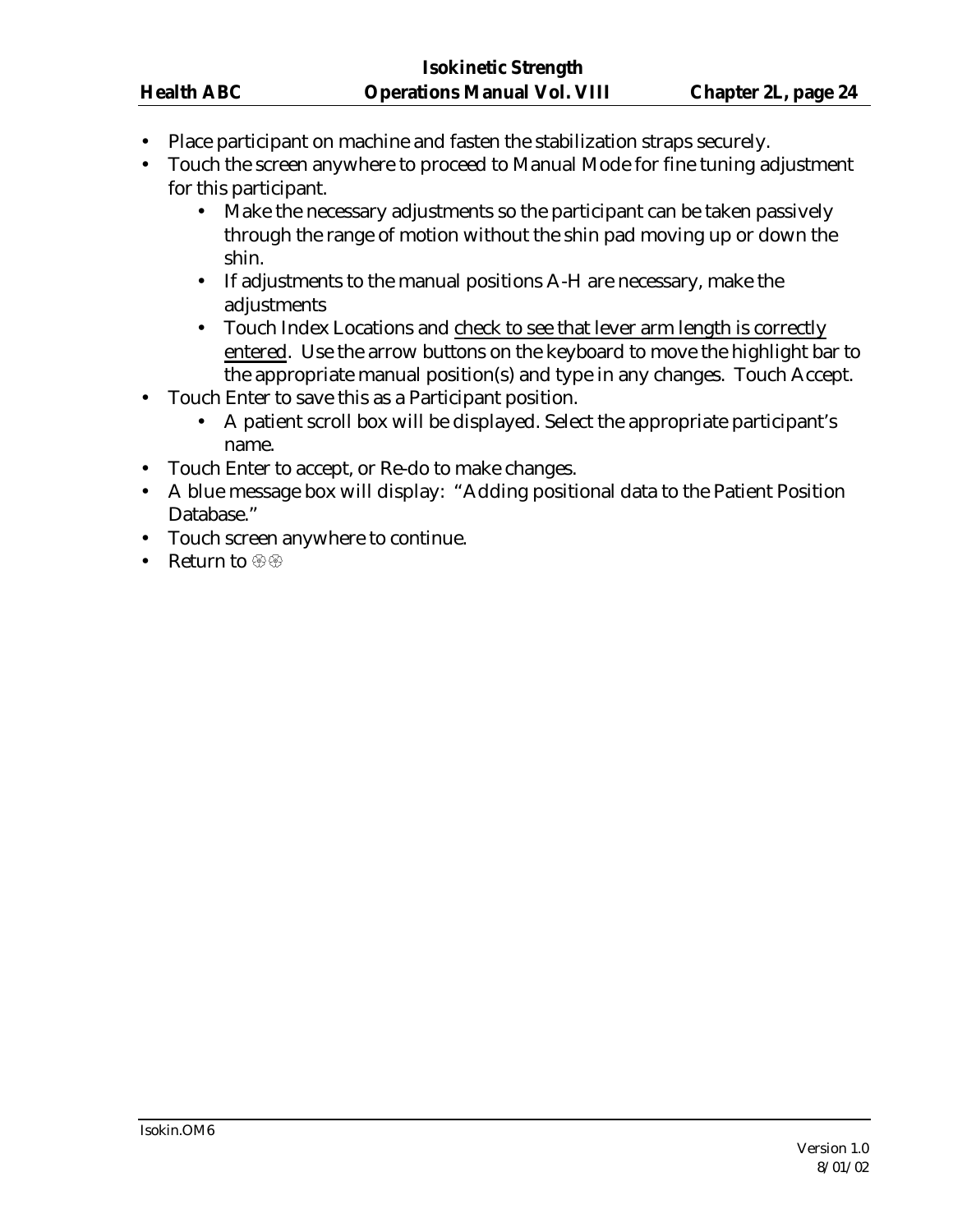- Place participant on machine and fasten the stabilization straps securely.
- Touch the screen anywhere to proceed to Manual Mode for fine tuning adjustment for this participant.
  - Make the necessary adjustments so the participant can be taken passively through the range of motion without the shin pad moving up or down the shin.
  - If adjustments to the manual positions A-H are necessary, make the adjustments
  - Touch Index Locations and <u>check to see that lever arm length is correctly entered</u>. Use the arrow buttons on the keyboard to move the highlight bar to the appropriate manual position(s) and type in any changes. Touch Accept.
- Touch Enter to save this as a Participant position.
  - A patient scroll box will be displayed. Select the appropriate participant's name.
- Touch Enter to accept, or Re-do to make changes.
- A blue message box will display: "Adding positional data to the Patient Position Database."
- Touch screen anywhere to continue.
- Return to ☺☺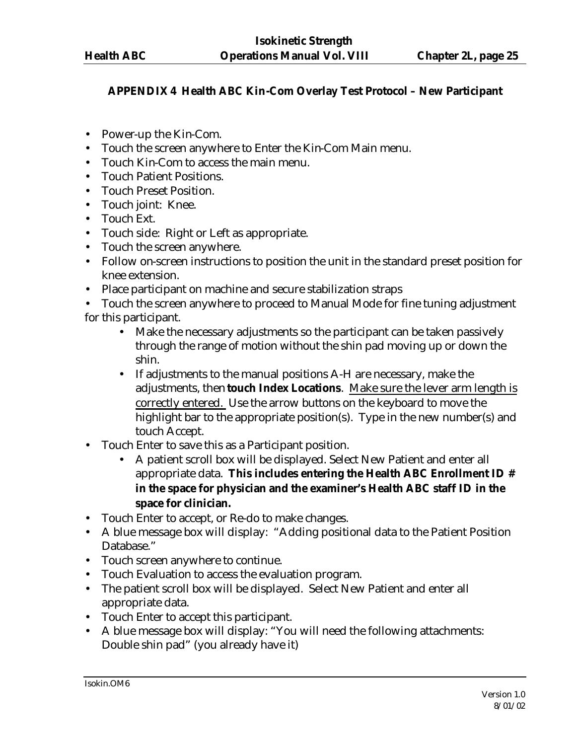## APPENDIX 4 Health ABC Kin-Com Overlay Test Protocol – New Participant

- Power-up the Kin-Com.
- Touch the screen anywhere to Enter the Kin-Com Main menu.
- Touch Kin-Com to access the main menu.
- Touch Patient Positions.
- Touch Preset Position.
- Touch joint: Knee.
- Touch Ext.
- Touch side: Right or Left as appropriate.
- Touch the screen anywhere.
- Follow on-screen instructions to position the unit in the standard preset position for knee extension.
- Place participant on machine and secure stabilization straps
- Touch the screen anywhere to proceed to Manual Mode for fine tuning adjustment for this participant.
    - Make the necessary adjustments so the participant can be taken passively through the range of motion without the shin pad moving up or down the shin.
    - If adjustments to the manual positions A-H are necessary, make the adjustments, then **touch Index Locations**. <u>Make sure the lever arm length is correctly entered.</u> Use the arrow buttons on the keyboard to move the highlight bar to the appropriate position(s). Type in the new number(s) and touch Accept.
- Touch Enter to save this as a Participant position.
    - A patient scroll box will be displayed. Select New Patient and enter all appropriate data. **This includes entering the Health ABC Enrollment ID # in the space for physician and the examiner's Health ABC staff ID in the space for clinician.**
- Touch Enter to accept, or Re-do to make changes.
- A blue message box will display: "Adding positional data to the Patient Position Database."
- Touch screen anywhere to continue.
- Touch Evaluation to access the evaluation program.
- The patient scroll box will be displayed. Select New Patient and enter all appropriate data.
- Touch Enter to accept this participant.
- A blue message box will display: "You will need the following attachments: Double shin pad" (you already have it)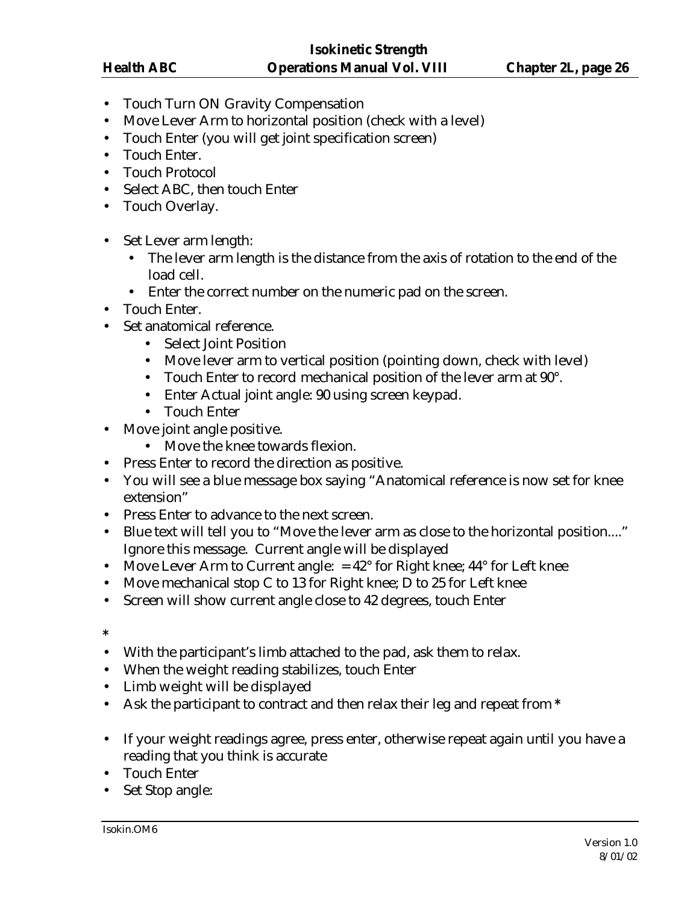- Touch Turn ON Gravity Compensation
- Move Lever Arm to horizontal position (check with a level)
- Touch Enter (you will get joint specification screen)
- Touch Enter.
- Touch Protocol
- Select ABC, then touch Enter
- Touch Overlay.

- Set Lever arm length:
  - The lever arm length is the distance from the axis of rotation to the end of the load cell.
  - Enter the correct number on the numeric pad on the screen.
- Touch Enter.
- Set anatomical reference.
  - Select Joint Position
  - Move lever arm to vertical position (pointing down, check with level)
  - Touch Enter to record mechanical position of the lever arm at 90°.
  - Enter Actual joint angle: 90 using screen keypad.
  - Touch Enter
- Move joint angle positive.
  - Move the knee towards flexion.
- Press Enter to record the direction as positive.
- You will see a blue message box saying "Anatomical reference is now set for knee extension"
- Press Enter to advance to the next screen.
- Blue text will tell you to "Move the lever arm as close to the horizontal position...." Ignore this message. Current angle will be displayed
- Move Lever Arm to Current angle: = 42° for Right knee; 44° for Left knee
- Move mechanical stop C to 13 for Right knee; D to 25 for Left knee
- Screen will show current angle close to 42 degrees, touch Enter

*

- With the participant's limb attached to the pad, ask them to relax.
- When the weight reading stabilizes, touch Enter
- Limb weight will be displayed
- Ask the participant to contract and then relax their leg and repeat from *

- If your weight readings agree, press enter, otherwise repeat again until you have a reading that you think is accurate
- Touch Enter
- Set Stop angle: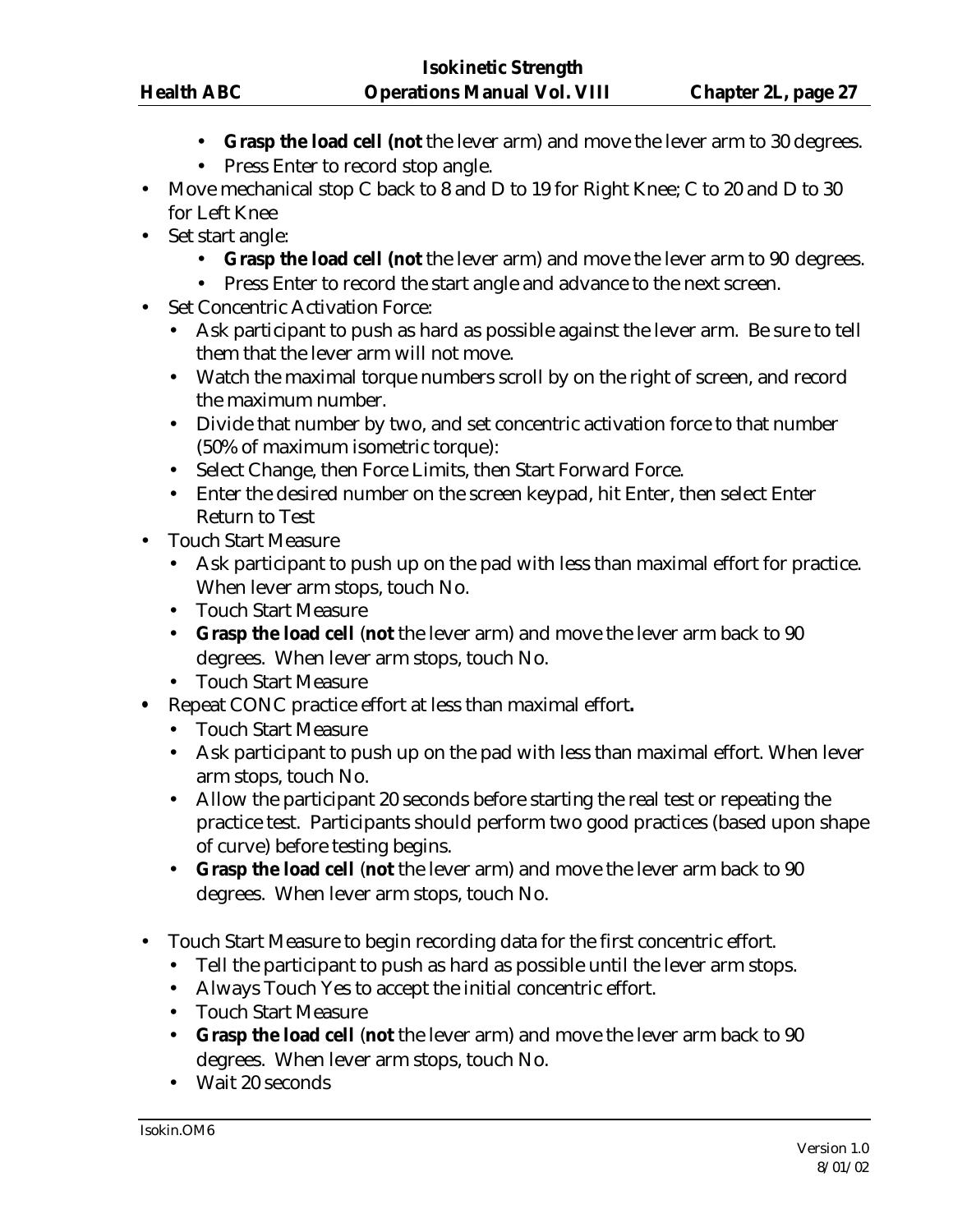- **Grasp the load cell (not** the lever arm) and move the lever arm to 30 degrees.
    - Press Enter to record stop angle.
- Move mechanical stop C back to 8 and D to 19 for Right Knee; C to 20 and D to 30 for Left Knee
- Set start angle:
    - **Grasp the load cell (not** the lever arm) and move the lever arm to 90 degrees.
    - Press Enter to record the start angle and advance to the next screen.
- Set Concentric Activation Force:
    - Ask participant to push as hard as possible against the lever arm. Be sure to tell them that the lever arm will not move.
    - Watch the maximal torque numbers scroll by on the right of screen, and record the maximum number.
    - Divide that number by two, and set concentric activation force to that number (50% of maximum isometric torque):
    - Select Change, then Force Limits, then Start Forward Force.
    - Enter the desired number on the screen keypad, hit Enter, then select Enter Return to Test
- Touch Start Measure
    - Ask participant to push up on the pad with less than maximal effort for practice. When lever arm stops, touch No.
    - Touch Start Measure
    - **Grasp the load cell** (**not** the lever arm) and move the lever arm back to 90 degrees. When lever arm stops, touch No.
    - Touch Start Measure
- Repeat CONC practice effort at less than maximal effort**.**
    - Touch Start Measure
    - Ask participant to push up on the pad with less than maximal effort. When lever arm stops, touch No.
    - Allow the participant 20 seconds before starting the real test or repeating the practice test. Participants should perform two good practices (based upon shape of curve) before testing begins.
    - **Grasp the load cell** (**not** the lever arm) and move the lever arm back to 90 degrees. When lever arm stops, touch No.
- Touch Start Measure to begin recording data for the first concentric effort.
    - Tell the participant to push as hard as possible until the lever arm stops.
    - Always Touch Yes to accept the initial concentric effort.
    - Touch Start Measure
    - **Grasp the load cell** (**not** the lever arm) and move the lever arm back to 90 degrees. When lever arm stops, touch No.
    - Wait 20 seconds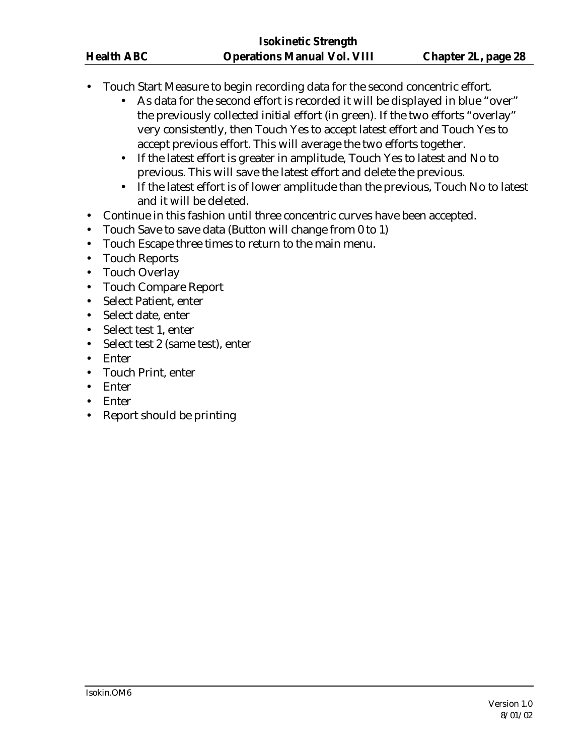- Touch Start Measure to begin recording data for the second concentric effort.
    - As data for the second effort is recorded it will be displayed in blue "over" the previously collected initial effort (in green). If the two efforts "overlay" very consistently, then Touch Yes to accept latest effort and Touch Yes to accept previous effort. This will average the two efforts together.
    - If the latest effort is greater in amplitude, Touch Yes to latest and No to previous. This will save the latest effort and delete the previous.
    - If the latest effort is of lower amplitude than the previous, Touch No to latest and it will be deleted.
- Continue in this fashion until three concentric curves have been accepted.
- Touch Save to save data (Button will change from 0 to 1)
- Touch Escape three times to return to the main menu.
- Touch Reports
- Touch Overlay
- Touch Compare Report
- Select Patient, enter
- Select date, enter
- Select test 1, enter
- Select test 2 (same test), enter
- Enter
- Touch Print, enter
- Enter
- Enter
- Report should be printing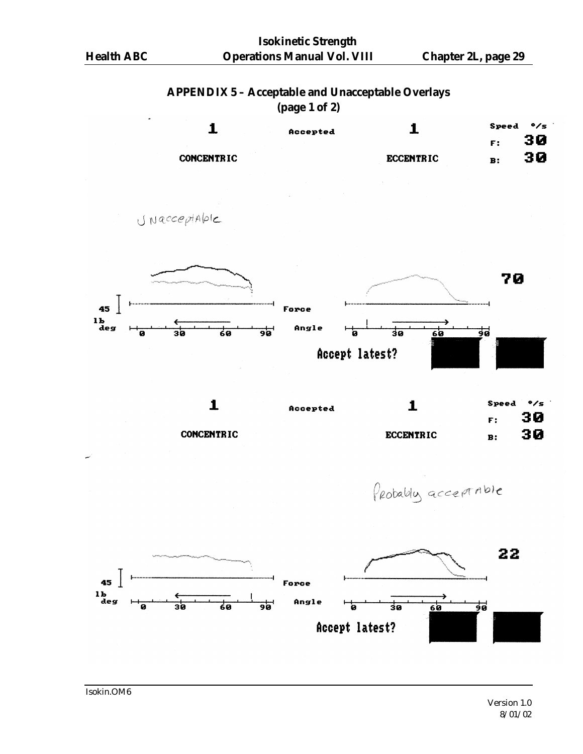## APPENDIX 5 – Acceptable and Unacceptable Overlays
**(page 1 of 2)**

1 Accepted 1

CONCENTRIC ECCENTRIC

Speed °/s
F: 30
B: 30

Unacceptable

70

45 lb deg

Force

Angle

0 30 60 90

Accept latest?

1 Accepted 1

CONCENTRIC ECCENTRIC

Speed °/s
F: 30
B: 30

Probably acceptable

22

45 lb deg

Force

Angle

0 30 60 90

Accept latest?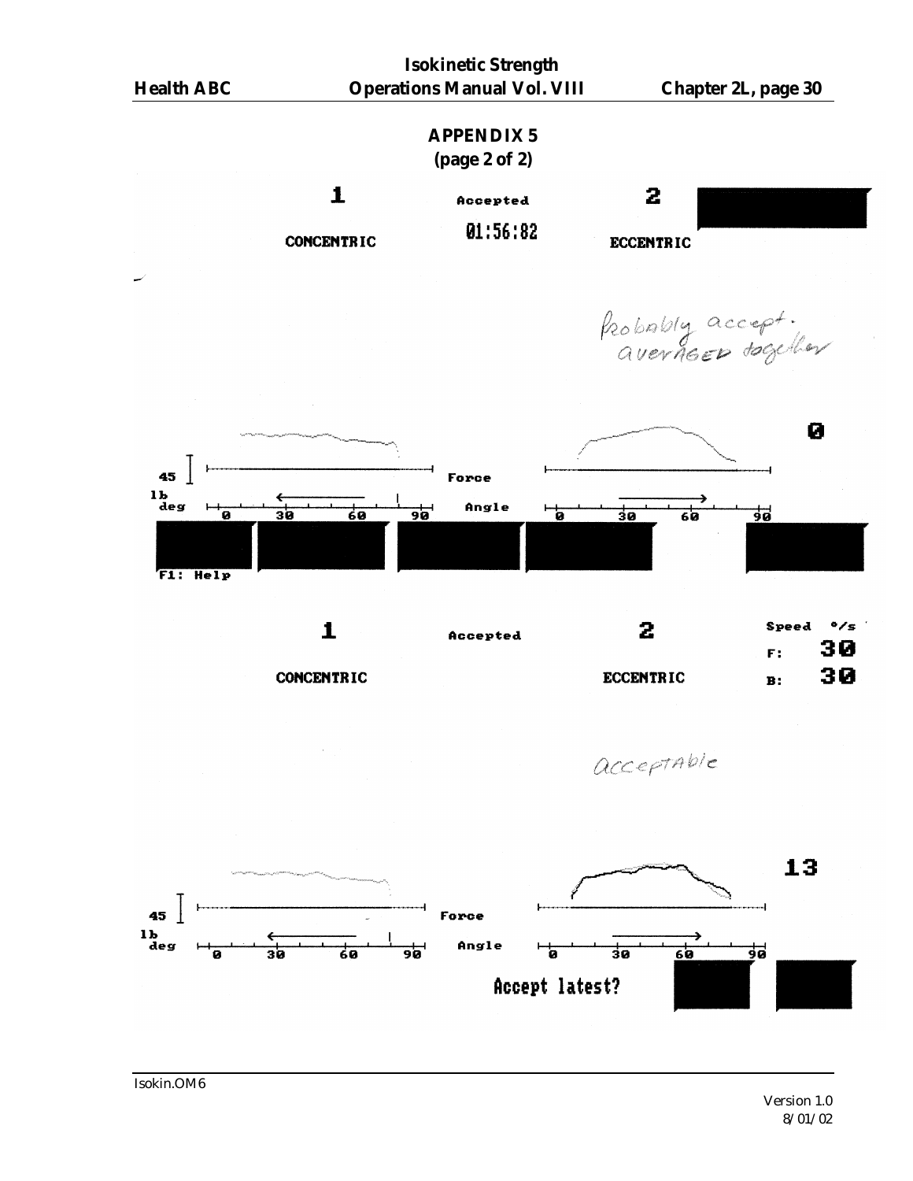## APPENDIX 5
### (page 2 of 2)

1 CONCENTRIC

Accepted

01:56:82

2 ECCENTRIC

Probably accept. averaged together

0

45 lb deg

Force

Angle

0 30 60 90

0 30 60 90

F1: Help

1 CONCENTRIC

Accepted

2 ECCENTRIC

Speed °/s

F: 30

B: 30

acceptable

13

45 lb deg

Force

Angle

0 30 60 90

0 30 60 90

Accept latest?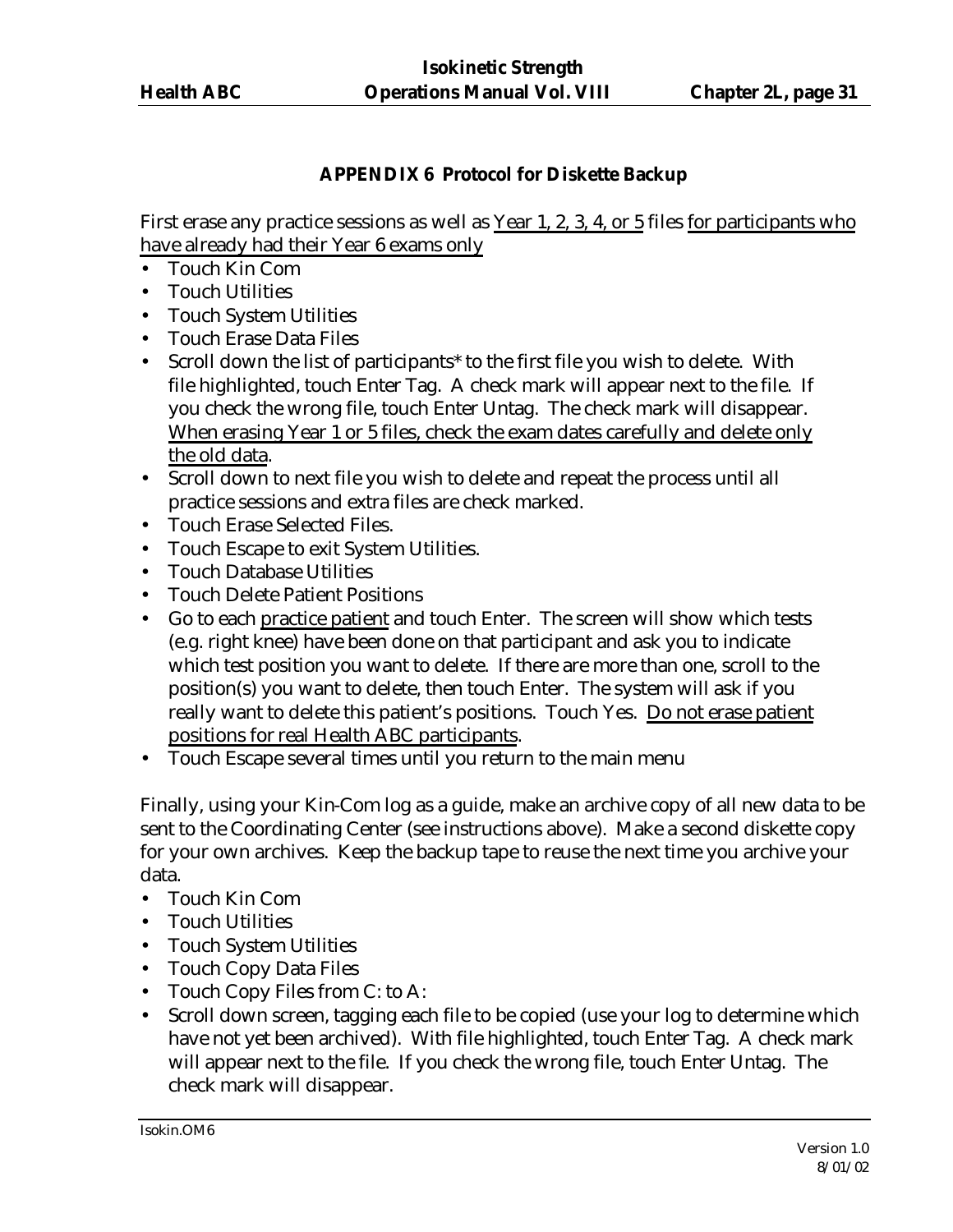### APPENDIX 6 Protocol for Diskette Backup

First erase any practice sessions as well as <u>Year 1, 2, 3, 4, or 5</u> files <u>for participants who have already had their Year 6 exams only</u>

- Touch Kin Com
- Touch Utilities
- Touch System Utilities
- Touch Erase Data Files
- Scroll down the list of participants* to the first file you wish to delete. With file highlighted, touch Enter Tag. A check mark will appear next to the file. If you check the wrong file, touch Enter Untag. The check mark will disappear. <u>When erasing Year 1 or 5 files, check the exam dates carefully and delete only the old data</u>.
- Scroll down to next file you wish to delete and repeat the process until all practice sessions and extra files are check marked.
- Touch Erase Selected Files.
- Touch Escape to exit System Utilities.
- Touch Database Utilities
- Touch Delete Patient Positions
- Go to each <u>practice patient</u> and touch Enter. The screen will show which tests (e.g. right knee) have been done on that participant and ask you to indicate which test position you want to delete. If there are more than one, scroll to the position(s) you want to delete, then touch Enter. The system will ask if you really want to delete this patient's positions. Touch Yes. <u>Do not erase patient positions for real Health ABC participants</u>.
- Touch Escape several times until you return to the main menu

Finally, using your Kin-Com log as a guide, make an archive copy of all new data to be sent to the Coordinating Center (see instructions above). Make a second diskette copy for your own archives. Keep the backup tape to reuse the next time you archive your data.

- Touch Kin Com
- Touch Utilities
- Touch System Utilities
- Touch Copy Data Files
- Touch Copy Files from C: to A:
- Scroll down screen, tagging each file to be copied (use your log to determine which have not yet been archived). With file highlighted, touch Enter Tag. A check mark will appear next to the file. If you check the wrong file, touch Enter Untag. The check mark will disappear.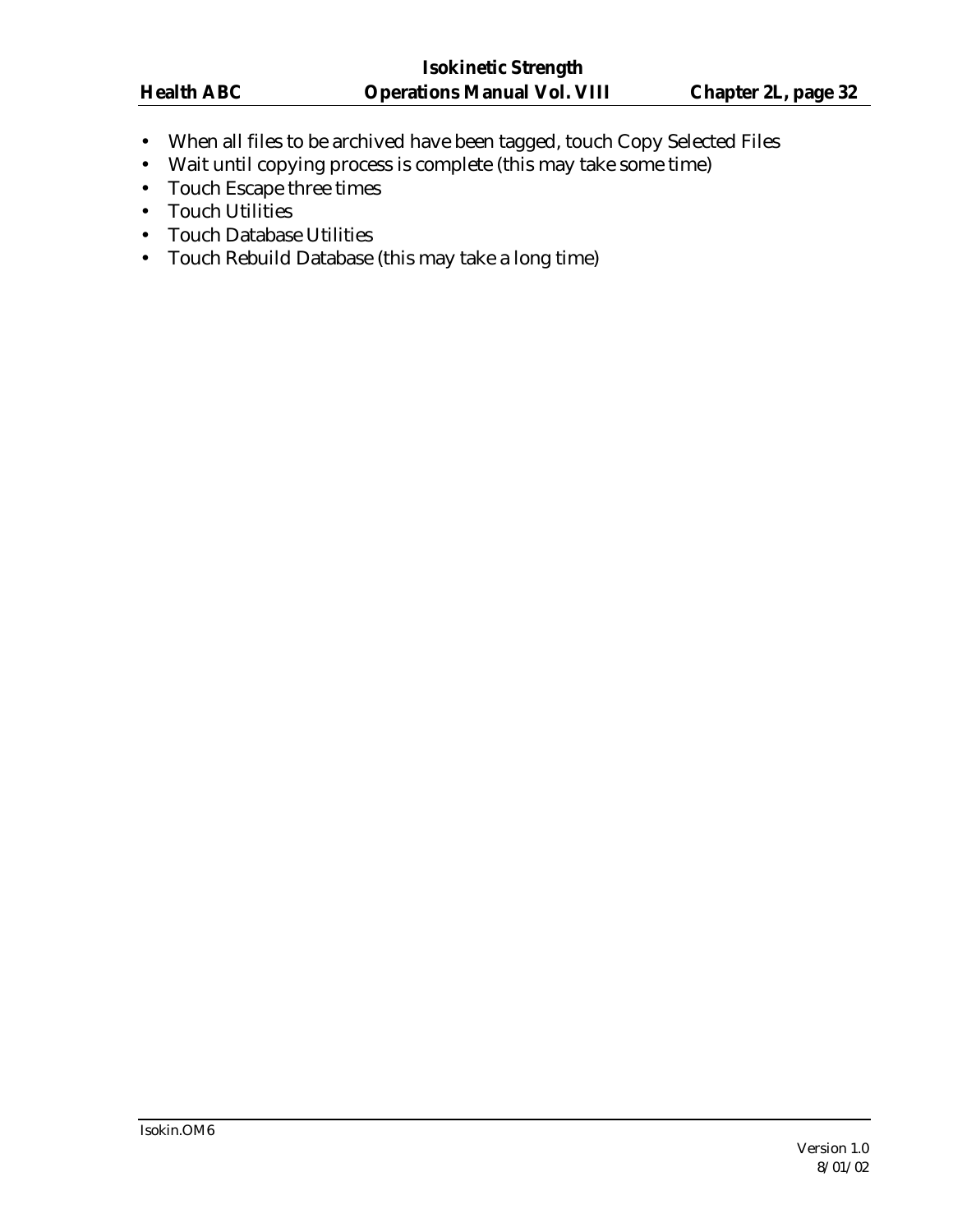- When all files to be archived have been tagged, touch Copy Selected Files
- Wait until copying process is complete (this may take some time)
- Touch Escape three times
- Touch Utilities
- Touch Database Utilities
- Touch Rebuild Database (this may take a long time)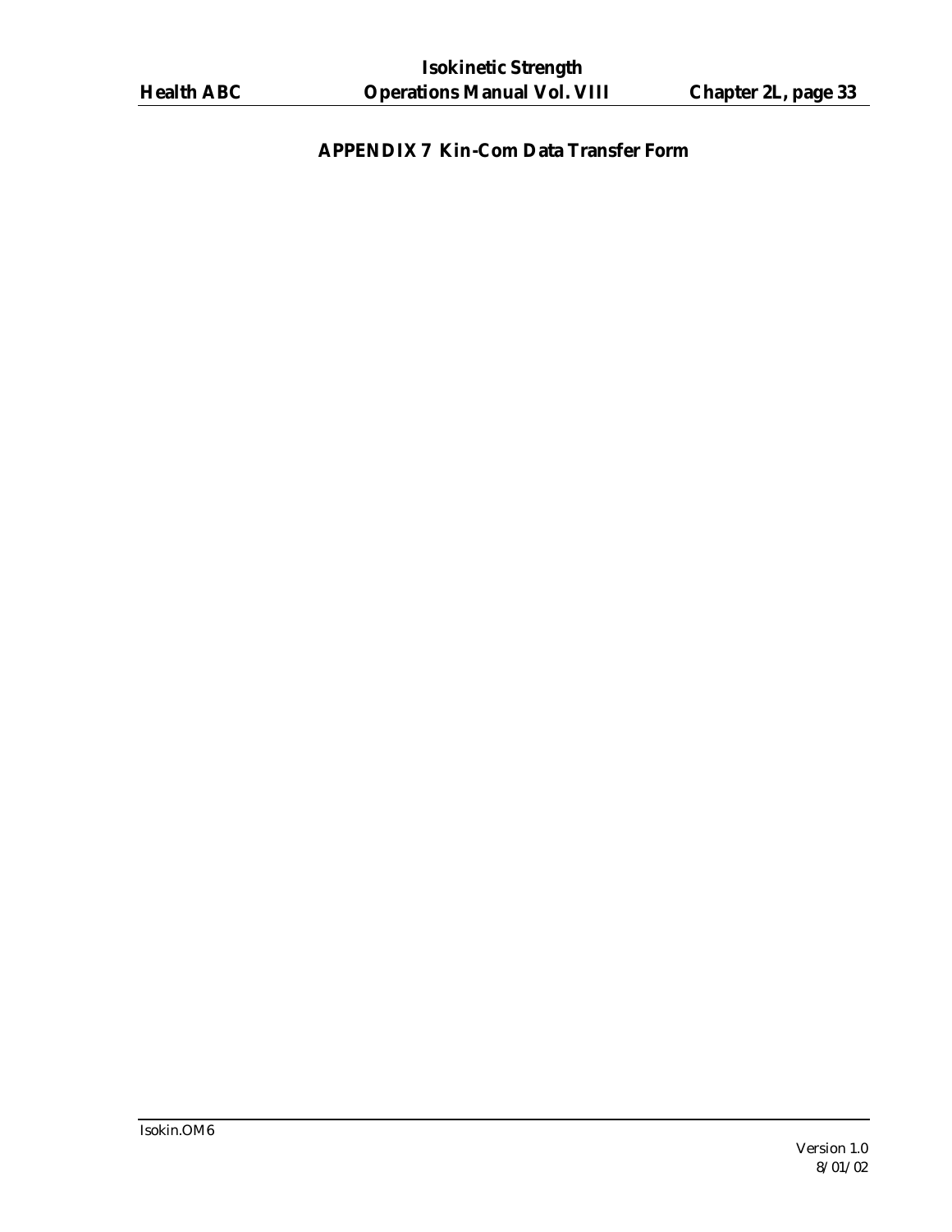## APPENDIX 7 Kin-Com Data Transfer Form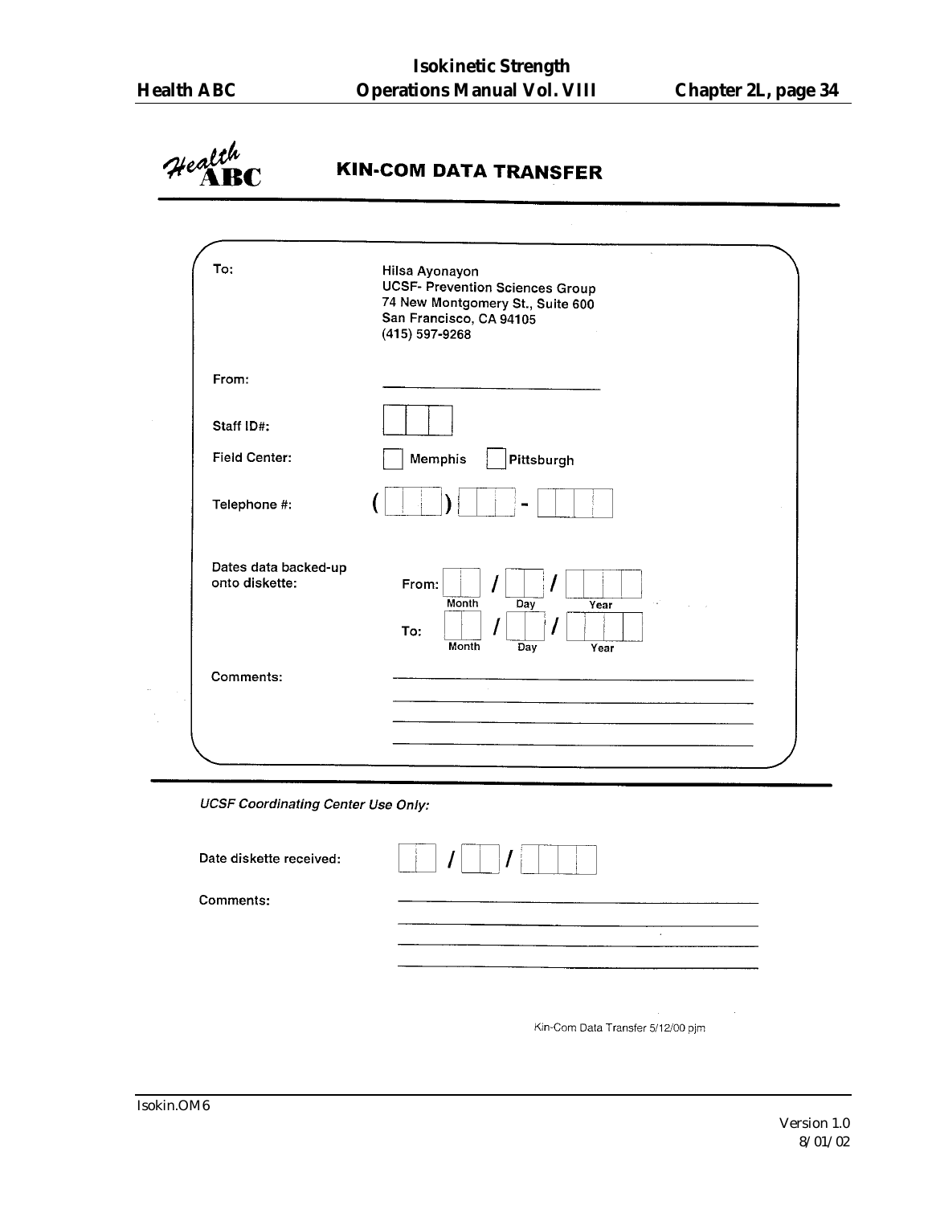# Health ABC

## KIN-COM DATA TRANSFER

| | |
|---|---|
| To: | Hilsa Ayonayon<br>UCSF- Prevention Sciences Group<br>74 New Montgomery St., Suite 600<br>San Francisco, CA 94105<br>(415) 597-9268 |
| From: | ______________________ |
| Staff ID#: | ☐☐☐ |
| Field Center: | ☐ Memphis ☐ Pittsburgh |
| Telephone #: | (☐☐☐) ☐☐☐ - ☐☐☐☐ |
| Dates data backed-up onto diskette: | From: ☐☐ / ☐☐ / ☐☐☐☐ (Month / Day / Year)<br>To: ☐☐ / ☐☐ / ☐☐☐☐ (Month / Day / Year) |
| Comments: | ______________________<br>______________________<br>______________________<br>______________________ |

*UCSF Coordinating Center Use Only:*

| | |
|---|---|
| Date diskette received: | ☐☐ / ☐☐ / ☐☐☐☐ |
| Comments: | ______________________<br>______________________<br>______________________<br>______________________ |

Kin-Com Data Transfer 5/12/00 pjm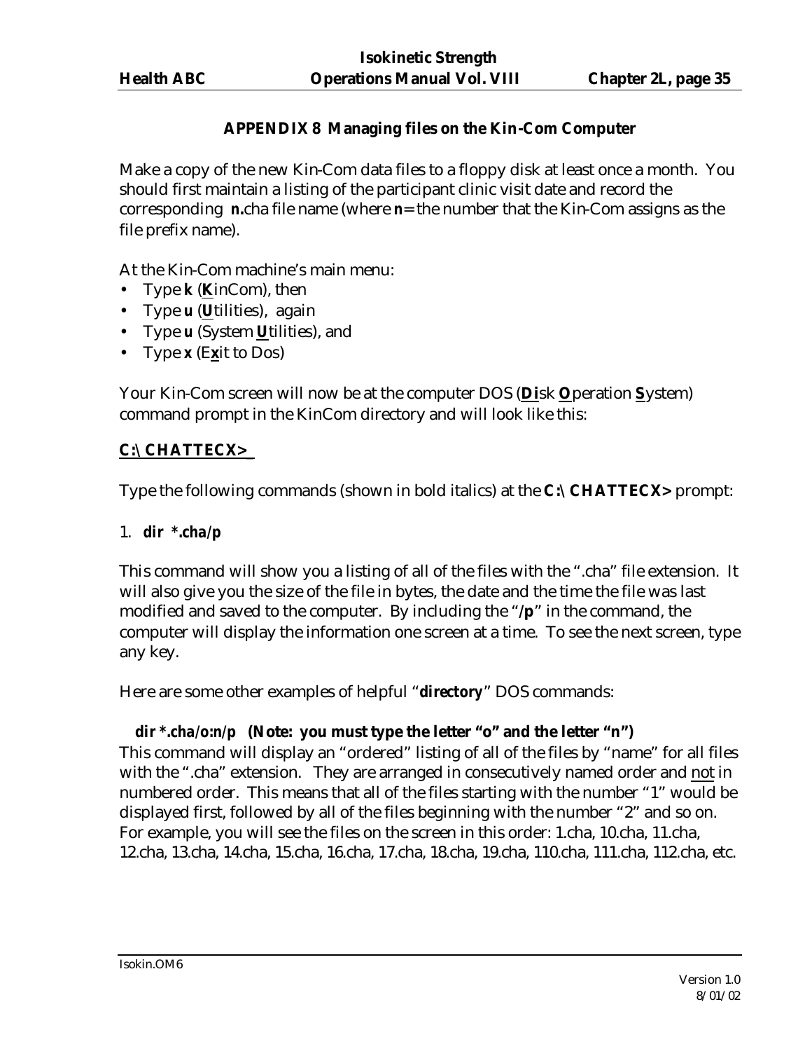## APPENDIX 8 Managing files on the Kin-Com Computer

Make a copy of the new Kin-Com data files to a floppy disk at least once a month. You should first maintain a listing of the participant clinic visit date and record the corresponding **n.**cha file name (where **n** = the number that the Kin-Com assigns as the file prefix name).

At the Kin-Com machine's main menu:

- Type ***k*** (**K**inCom), then
- Type ***u*** (**U**tilities), again
- Type ***u*** (System **U**tilities), and
- Type ***x*** (E**x**it to Dos)

Your Kin-Com screen will now be at the computer DOS (**Di**sk **O**peration **S**ystem) command prompt in the KinCom directory and will look like this:

**C:\CHATTECX>**

Type the following commands (shown in bold italics) at the **C:\CHATTECX>** prompt:

1. ***dir \*.cha/p***

This command will show you a listing of all of the files with the ".cha" file extension. It will also give you the size of the file in bytes, the date and the time the file was last modified and saved to the computer. By including the "**/p**" in the command, the computer will display the information one screen at a time. To see the next screen, type any key.

Here are some other examples of helpful "***directory***" DOS commands:

***dir \*.cha/o:n/p*** **(Note: you must type the letter "o" and the letter "n")**
This command will display an "ordered" listing of all of the files by "name" for all files with the ".cha" extension. They are arranged in consecutively named order and not in numbered order. This means that all of the files starting with the number "1" would be displayed first, followed by all of the files beginning with the number "2" and so on. For example, you will see the files on the screen in this order: 1.cha, 10.cha, 11.cha, 12.cha, 13.cha, 14.cha, 15.cha, 16.cha, 17.cha, 18.cha, 19.cha, 110.cha, 111.cha, 112.cha, etc.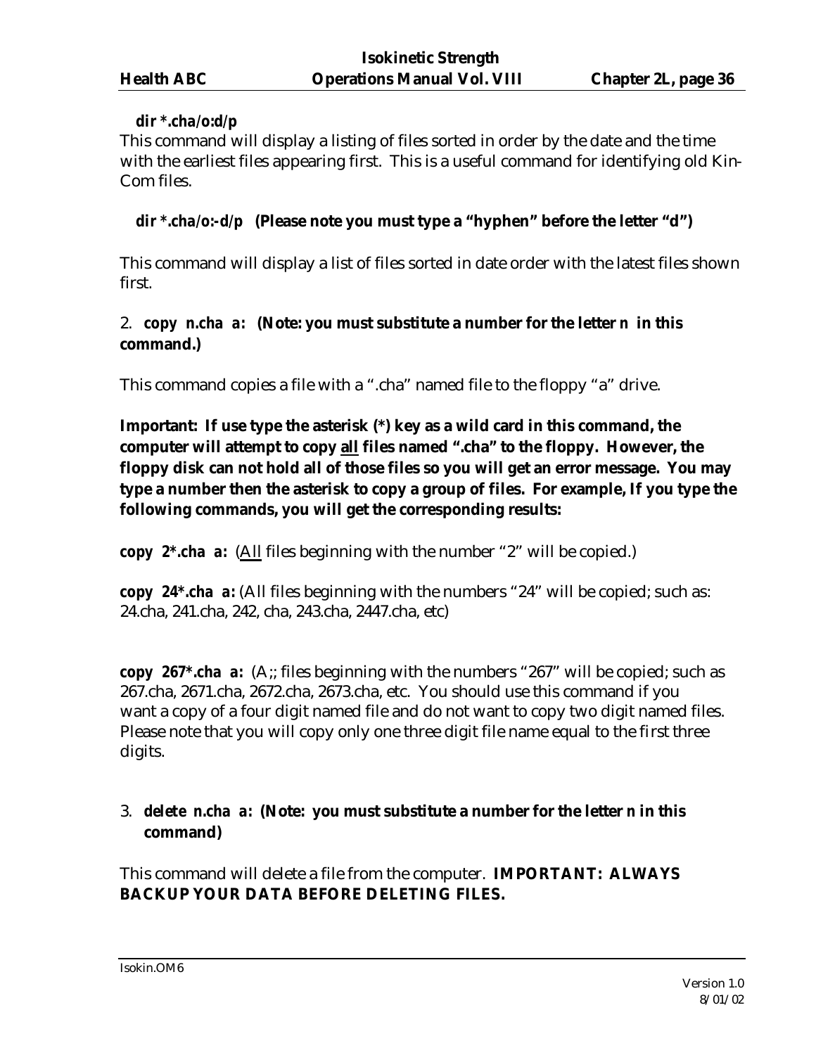**dir *.cha/o:d/p**

This command will display a listing of files sorted in order by the date and the time with the earliest files appearing first. This is a useful command for identifying old Kin-Com files.

**dir *.cha/o:-d/p (Please note you must type a "hyphen" before the letter "d")**

This command will display a list of files sorted in date order with the latest files shown first.

2. **copy n.cha a: (Note: you must substitute a number for the letter n in this command.)**

This command copies a file with a ".cha" named file to the floppy "a" drive.

**Important: If use type the asterisk (*) key as a wild card in this command, the computer will attempt to copy <u>all</u> files named ".cha" to the floppy. However, the floppy disk can not hold all of those files so you will get an error message. You may type a number then the asterisk to copy a group of files. For example, If you type the following commands, you will get the corresponding results:**

**copy 2*.cha a:** (<u>All</u> files beginning with the number "2" will be copied.)

**copy 24*.cha a:** (All files beginning with the numbers "24" will be copied; such as: 24.cha, 241.cha, 242, cha, 243.cha, 2447.cha, etc)

**copy 267*.cha a:** (A;; files beginning with the numbers "267" will be copied; such as 267.cha, 2671.cha, 2672.cha, 2673.cha, etc. You should use this command if you want a copy of a four digit named file and do not want to copy two digit named files. Please note that you will copy only one three digit file name equal to the first three digits.

3. **delete n.cha a: (Note: you must substitute a number for the letter n in this command)**

This command will delete a file from the computer. **IMPORTANT: ALWAYS BACKUP YOUR DATA BEFORE DELETING FILES.**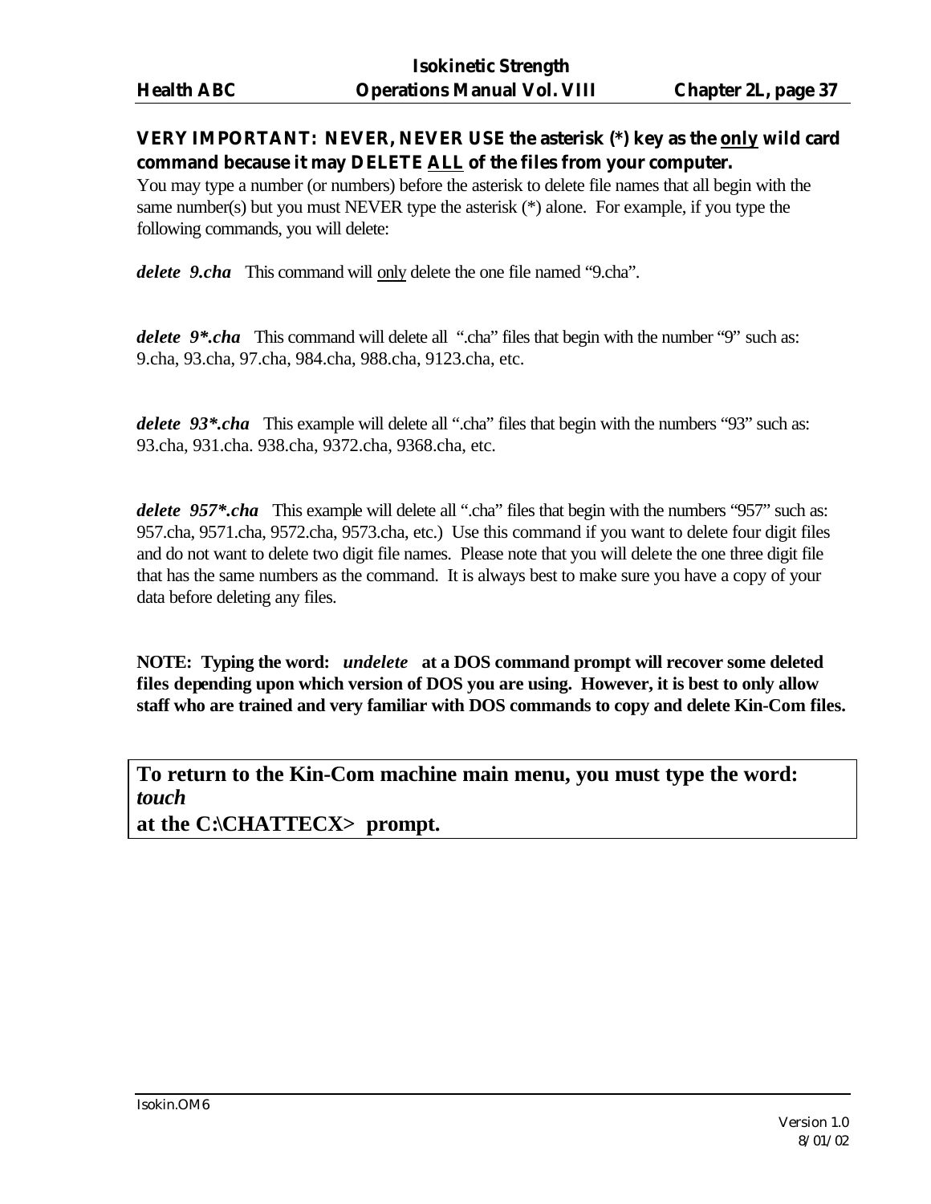**VERY IMPORTANT: NEVER, NEVER USE the asterisk (*) key as the only wild card command because it may DELETE ALL of the files from your computer.**
You may type a number (or numbers) before the asterisk to delete file names that all begin with the same number(s) but you must NEVER type the asterisk (*) alone. For example, if you type the following commands, you will delete:

***delete 9.cha*** This command will only delete the one file named "9.cha".

***delete 9*.cha*** This command will delete all ".cha" files that begin with the number "9" such as: 9.cha, 93.cha, 97.cha, 984.cha, 988.cha, 9123.cha, etc.

***delete 93*.cha*** This example will delete all ".cha" files that begin with the numbers "93" such as: 93.cha, 931.cha. 938.cha, 9372.cha, 9368.cha, etc.

***delete 957*.cha*** This example will delete all ".cha" files that begin with the numbers "957" such as: 957.cha, 9571.cha, 9572.cha, 9573.cha, etc.) Use this command if you want to delete four digit files and do not want to delete two digit file names. Please note that you will delete the one three digit file that has the same numbers as the command. It is always best to make sure you have a copy of your data before deleting any files.

**NOTE: Typing the word: *undelete* at a DOS command prompt will recover some deleted files depending upon which version of DOS you are using. However, it is best to only allow staff who are trained and very familiar with DOS commands to copy and delete Kin-Com files.**

**To return to the Kin-Com machine main menu, you must type the word:**
***touch***
**at the C:\CHATTECX> prompt.**